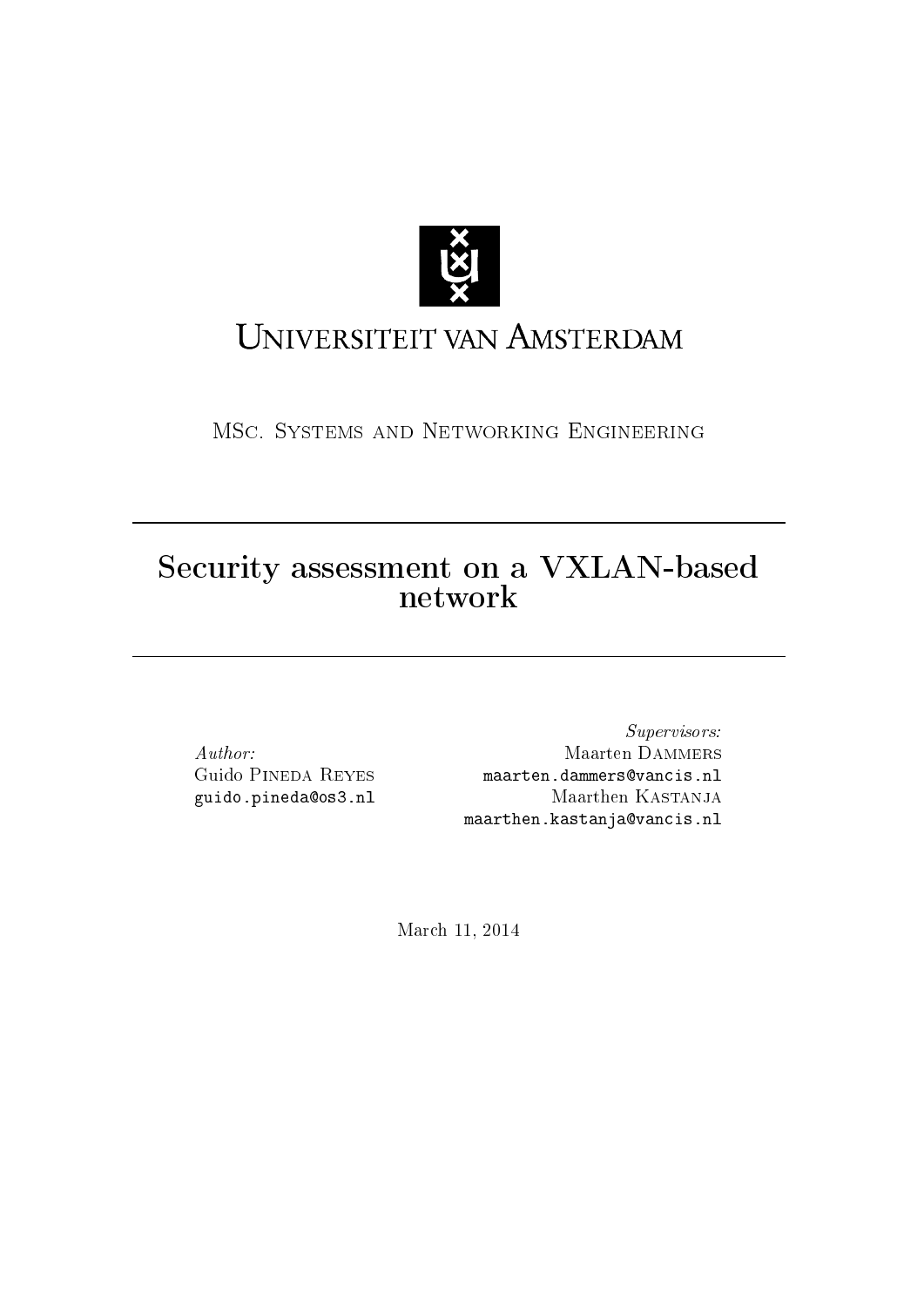Universiteit van Amsterdam

MSc. Systems and Networking Engineering

# Security assessment on a VXLAN-based network

*Author:*
Guido Pineda Reyes
guido.pineda@os3.nl

*Supervisors:*
Maarten Dammers
maarten.dammers@vancis.nl
Maarthen Kastanja
maarthen.kastanja@vancis.nl

March 11, 2014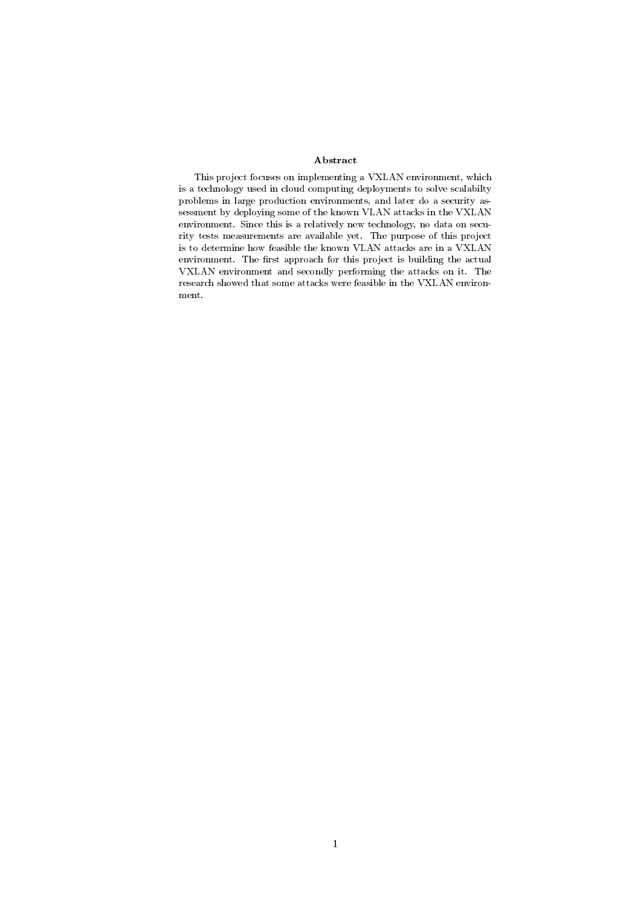## Abstract

This project focuses on implementing a VXLAN environment, which is a technology used in cloud computing deployments to solve scalabilty problems in large production environments, and later do a security assessment by deploying some of the known VLAN attacks in the VXLAN environment. Since this is a relatively new technology, no data on security tests measurements are available yet. The purpose of this project is to determine how feasible the known VLAN attacks are in a VXLAN environment. The first approach for this project is building the actual VXLAN environment and secondly performing the attacks on it. The research showed that some attacks were feasible in the VXLAN environment.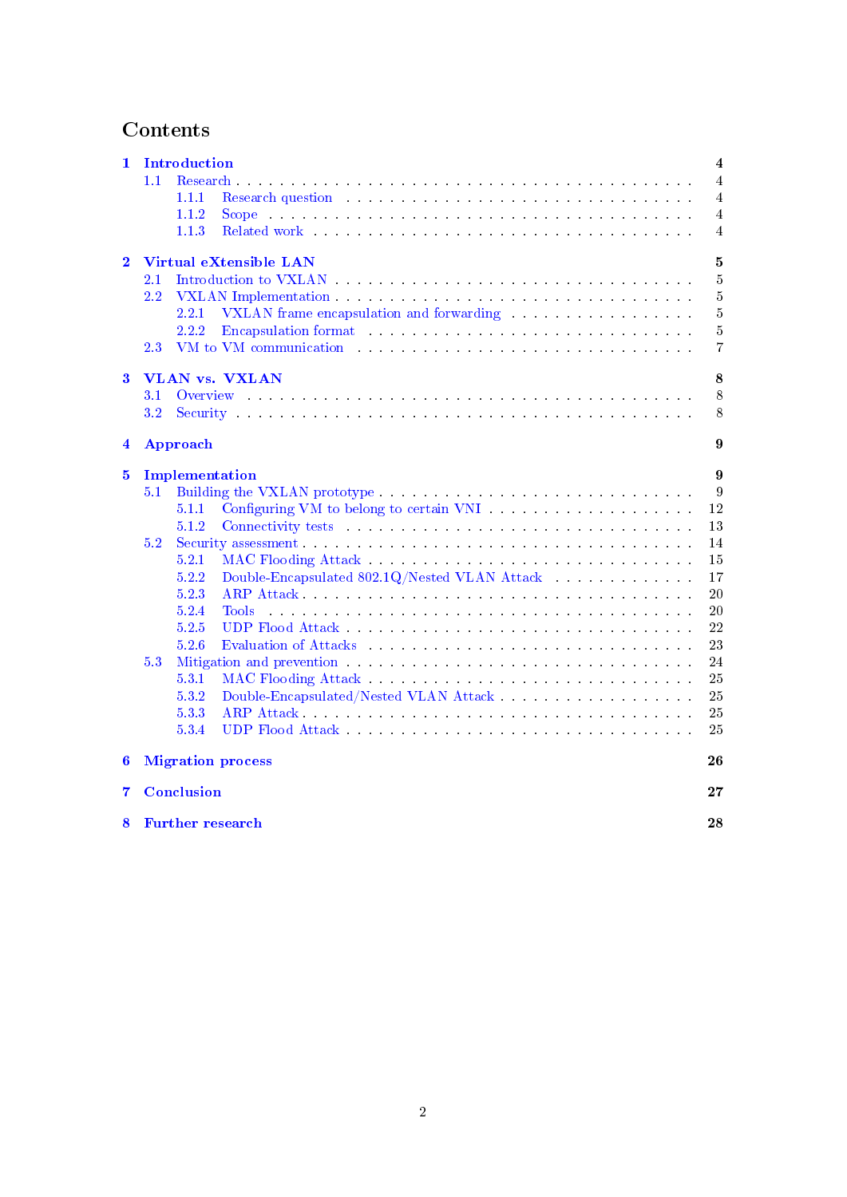# Contents

- **1 Introduction** — 4
  - 1.1 Research — 4
    - 1.1.1 Research question — 4
    - 1.1.2 Scope — 4
    - 1.1.3 Related work — 4
- **2 Virtual eXtensible LAN** — 5
  - 2.1 Introduction to VXLAN — 5
  - 2.2 VXLAN Implementation — 5
    - 2.2.1 VXLAN frame encapsulation and forwarding — 5
    - 2.2.2 Encapsulation format — 5
  - 2.3 VM to VM communication — 7
- **3 VLAN vs. VXLAN** — 8
  - 3.1 Overview — 8
  - 3.2 Security — 8
- **4 Approach** — 9
- **5 Implementation** — 9
  - 5.1 Building the VXLAN prototype — 9
    - 5.1.1 Configuring VM to belong to certain VNI — 12
    - 5.1.2 Connectivity tests — 13
  - 5.2 Security assessment — 14
    - 5.2.1 MAC Flooding Attack — 15
    - 5.2.2 Double-Encapsulated 802.1Q/Nested VLAN Attack — 17
    - 5.2.3 ARP Attack — 20
    - 5.2.4 Tools — 20
    - 5.2.5 UDP Flood Attack — 22
    - 5.2.6 Evaluation of Attacks — 23
  - 5.3 Mitigation and prevention — 24
    - 5.3.1 MAC Flooding Attack — 25
    - 5.3.2 Double-Encapsulated/Nested VLAN Attack — 25
    - 5.3.3 ARP Attack — 25
    - 5.3.4 UDP Flood Attack — 25
- **6 Migration process** — 26
- **7 Conclusion** — 27
- **8 Further research** — 28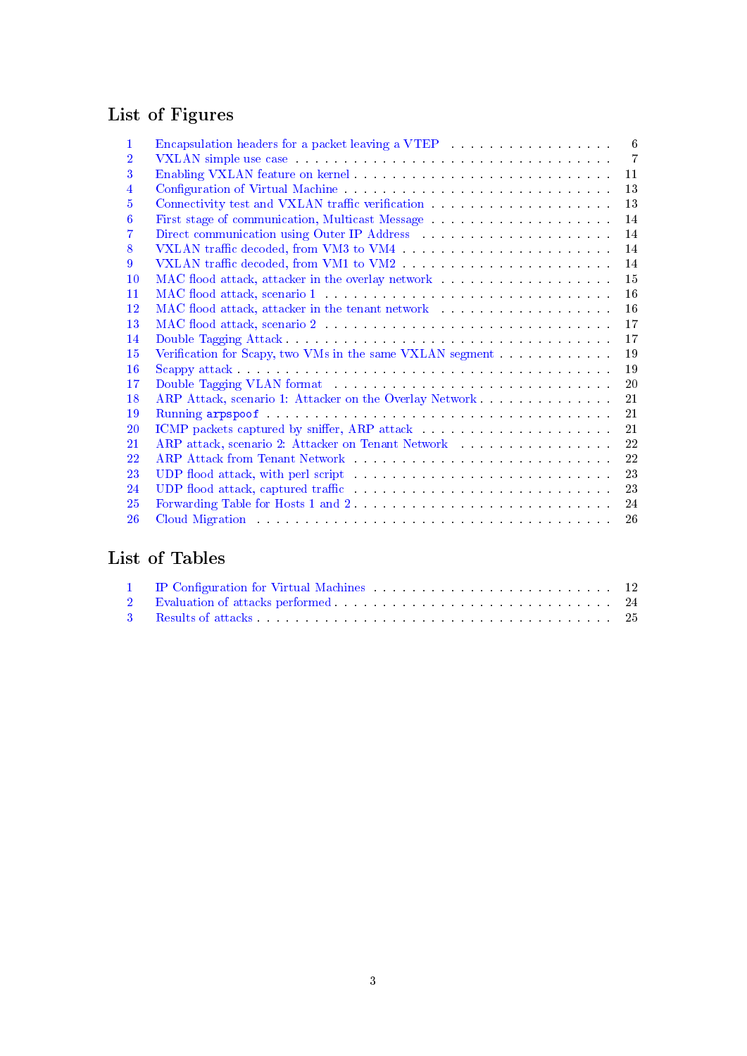# List of Figures

1 Encapsulation headers for a packet leaving a VTEP . . . . . . . . . . . . . . . . . . 6
2 VXLAN simple use case . . . . . . . . . . . . . . . . . . . . . . . . . . . . . . . . . 7
3 Enabling VXLAN feature on kernel . . . . . . . . . . . . . . . . . . . . . . . . . . . 11
4 Configuration of Virtual Machine . . . . . . . . . . . . . . . . . . . . . . . . . . . . 13
5 Connectivity test and VXLAN traffic verification . . . . . . . . . . . . . . . . . . . 13
6 First stage of communication, Multicast Message . . . . . . . . . . . . . . . . . . . 14
7 Direct communication using Outer IP Address . . . . . . . . . . . . . . . . . . . . 14
8 VXLAN traffic decoded, from VM3 to VM4 . . . . . . . . . . . . . . . . . . . . . . 14
9 VXLAN traffic decoded, from VM1 to VM2 . . . . . . . . . . . . . . . . . . . . . . 14
10 MAC flood attack, attacker in the overlay network . . . . . . . . . . . . . . . . . . 15
11 MAC flood attack, scenario 1 . . . . . . . . . . . . . . . . . . . . . . . . . . . . . . 16
12 MAC flood attack, attacker in the tenant network . . . . . . . . . . . . . . . . . . . 16
13 MAC flood attack, scenario 2 . . . . . . . . . . . . . . . . . . . . . . . . . . . . . . 17
14 Double Tagging Attack . . . . . . . . . . . . . . . . . . . . . . . . . . . . . . . . . . 17
15 Verification for Scapy, two VMs in the same VXLAN segment . . . . . . . . . . . . 19
16 Scappy attack . . . . . . . . . . . . . . . . . . . . . . . . . . . . . . . . . . . . . . . 19
17 Double Tagging VLAN format . . . . . . . . . . . . . . . . . . . . . . . . . . . . . . 20
18 ARP Attack, scenario 1: Attacker on the Overlay Network . . . . . . . . . . . . . . 21
19 Running `arpspoof` . . . . . . . . . . . . . . . . . . . . . . . . . . . . . . . . . . . . 21
20 ICMP packets captured by sniffer, ARP attack . . . . . . . . . . . . . . . . . . . . . 21
21 ARP attack, scenario 2: Attacker on Tenant Network . . . . . . . . . . . . . . . . . 22
22 ARP Attack from Tenant Network . . . . . . . . . . . . . . . . . . . . . . . . . . . 22
23 UDP flood attack, with perl script . . . . . . . . . . . . . . . . . . . . . . . . . . . 23
24 UDP flood attack, captured traffic . . . . . . . . . . . . . . . . . . . . . . . . . . . . 23
25 Forwarding Table for Hosts 1 and 2 . . . . . . . . . . . . . . . . . . . . . . . . . . . 24
26 Cloud Migration . . . . . . . . . . . . . . . . . . . . . . . . . . . . . . . . . . . . . . 26

# List of Tables

1 IP Configuration for Virtual Machines . . . . . . . . . . . . . . . . . . . . . . . . . 12
2 Evaluation of attacks performed . . . . . . . . . . . . . . . . . . . . . . . . . . . . . 24
3 Results of attacks . . . . . . . . . . . . . . . . . . . . . . . . . . . . . . . . . . . . . 25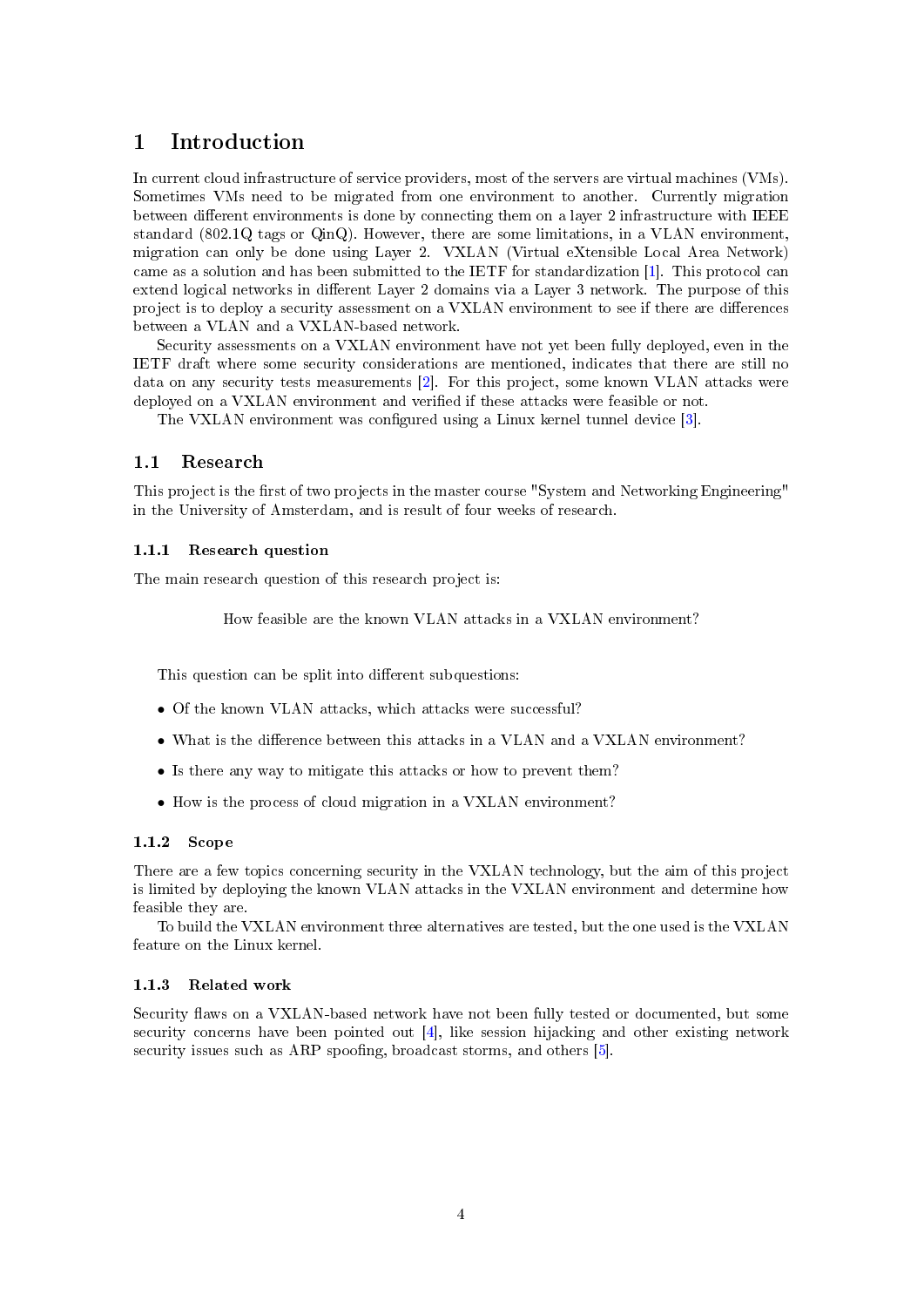# 1 Introduction

In current cloud infrastructure of service providers, most of the servers are virtual machines (VMs). Sometimes VMs need to be migrated from one environment to another. Currently migration between different environments is done by connecting them on a layer 2 infrastructure with IEEE standard (802.1Q tags or QinQ). However, there are some limitations, in a VLAN environment, migration can only be done using Layer 2. VXLAN (Virtual eXtensible Local Area Network) came as a solution and has been submitted to the IETF for standardization [1]. This protocol can extend logical networks in different Layer 2 domains via a Layer 3 network. The purpose of this project is to deploy a security assessment on a VXLAN environment to see if there are differences between a VLAN and a VXLAN-based network.

Security assessments on a VXLAN environment have not yet been fully deployed, even in the IETF draft where some security considerations are mentioned, indicates that there are still no data on any security tests measurements [2]. For this project, some known VLAN attacks were deployed on a VXLAN environment and verified if these attacks were feasible or not.

The VXLAN environment was configured using a Linux kernel tunnel device [3].

## 1.1 Research

This project is the first of two projects in the master course "System and Networking Engineering" in the University of Amsterdam, and is result of four weeks of research.

### 1.1.1 Research question

The main research question of this research project is:

How feasible are the known VLAN attacks in a VXLAN environment?

This question can be split into different subquestions:

- Of the known VLAN attacks, which attacks were successful?
- What is the difference between this attacks in a VLAN and a VXLAN environment?
- Is there any way to mitigate this attacks or how to prevent them?
- How is the process of cloud migration in a VXLAN environment?

### 1.1.2 Scope

There are a few topics concerning security in the VXLAN technology, but the aim of this project is limited by deploying the known VLAN attacks in the VXLAN environment and determine how feasible they are.

To build the VXLAN environment three alternatives are tested, but the one used is the VXLAN feature on the Linux kernel.

### 1.1.3 Related work

Security flaws on a VXLAN-based network have not been fully tested or documented, but some security concerns have been pointed out [4], like session hijacking and other existing network security issues such as ARP spoofing, broadcast storms, and others [5].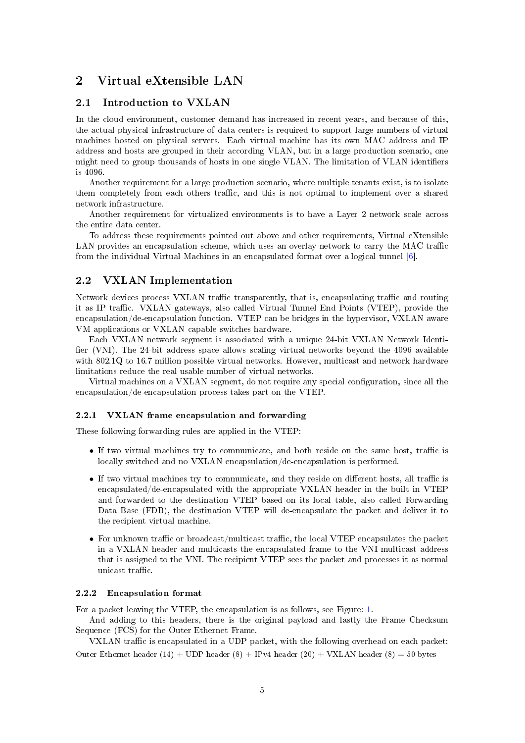# 2 Virtual eXtensible LAN

## 2.1 Introduction to VXLAN

In the cloud environment, customer demand has increased in recent years, and because of this, the actual physical infrastructure of data centers is required to support large numbers of virtual machines hosted on physical servers. Each virtual machine has its own MAC address and IP address and hosts are grouped in their according VLAN, but in a large production scenario, one might need to group thousands of hosts in one single VLAN. The limitation of VLAN identifiers is 4096.

Another requirement for a large production scenario, where multiple tenants exist, is to isolate them completely from each others traffic, and this is not optimal to implement over a shared network infrastructure.

Another requirement for virtualized environments is to have a Layer 2 network scale across the entire data center.

To address these requirements pointed out above and other requirements, Virtual eXtensible LAN provides an encapsulation scheme, which uses an overlay network to carry the MAC traffic from the individual Virtual Machines in an encapsulated format over a logical tunnel [6].

## 2.2 VXLAN Implementation

Network devices process VXLAN traffic transparently, that is, encapsulating traffic and routing it as IP traffic. VXLAN gateways, also called Virtual Tunnel End Points (VTEP), provide the encapsulation/de-encapsulation function. VTEP can be bridges in the hypervisor, VXLAN aware VM applications or VXLAN capable switches hardware.

Each VXLAN network segment is associated with a unique 24-bit VXLAN Network Identifier (VNI). The 24-bit address space allows scaling virtual networks beyond the 4096 available with 802.1Q to 16.7 million possible virtual networks. However, multicast and network hardware limitations reduce the real usable number of virtual networks.

Virtual machines on a VXLAN segment, do not require any special configuration, since all the encapsulation/de-encapsulation process takes part on the VTEP.

### 2.2.1 VXLAN frame encapsulation and forwarding

These following forwarding rules are applied in the VTEP:

- If two virtual machines try to communicate, and both reside on the same host, traffic is locally switched and no VXLAN encapsulation/de-encapsulation is performed.
- If two virtual machines try to communicate, and they reside on different hosts, all traffic is encapsulated/de-encapsulated with the appropriate VXLAN header in the built in VTEP and forwarded to the destination VTEP based on its local table, also called Forwarding Data Base (FDB), the destination VTEP will de-encapsulate the packet and deliver it to the recipient virtual machine.
- For unknown traffic or broadcast/multicast traffic, the local VTEP encapsulates the packet in a VXLAN header and multicasts the encapsulated frame to the VNI multicast address that is assigned to the VNI. The recipient VTEP sees the packet and processes it as normal unicast traffic.

### 2.2.2 Encapsulation format

For a packet leaving the VTEP, the encapsulation is as follows, see Figure: 1.

And adding to this headers, there is the original payload and lastly the Frame Checksum Sequence (FCS) for the Outer Ethernet Frame.

VXLAN traffic is encapsulated in a UDP packet, with the following overhead on each packet:

Outer Ethernet header (14) + UDP header (8) + IPv4 header (20) + VXLAN header (8) = 50 bytes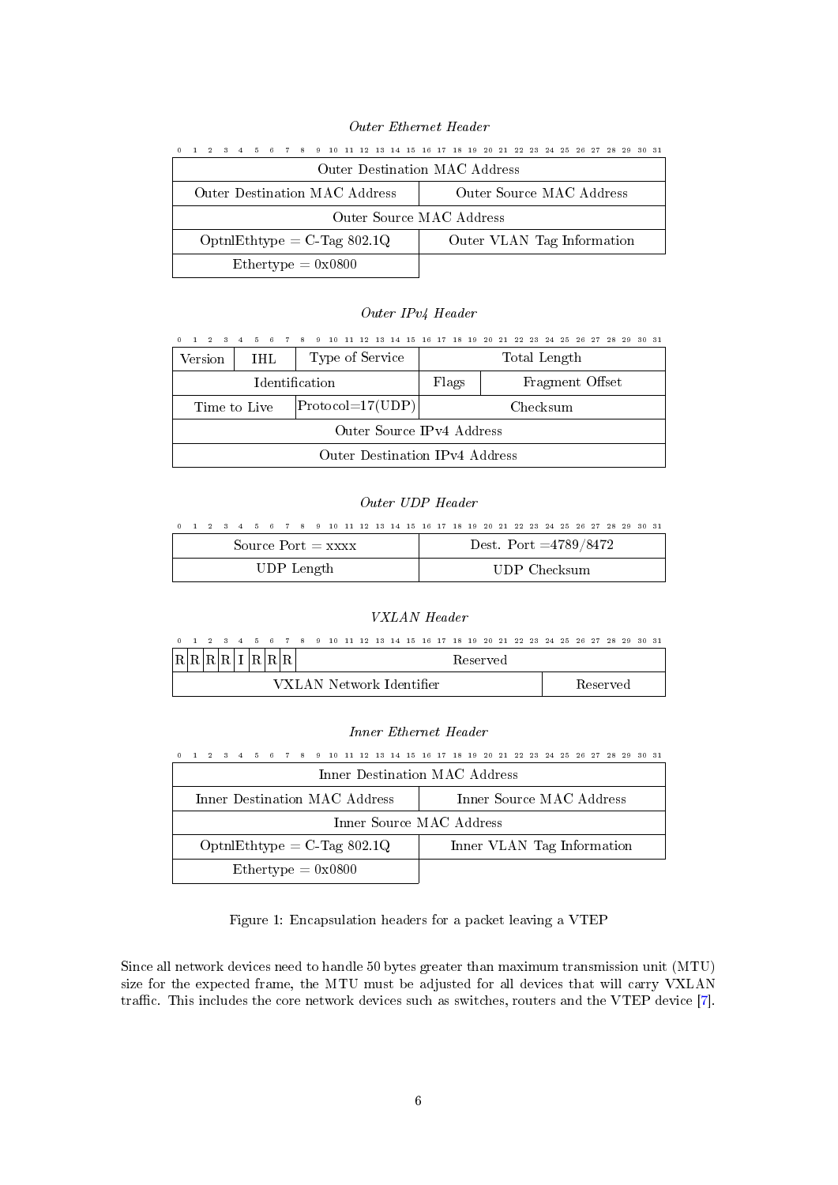*Outer Ethernet Header*

| 0–15 | 16–31 |
|---|---|
| Outer Destination MAC Address | |
| Outer Destination MAC Address | Outer Source MAC Address |
| Outer Source MAC Address | |
| OptnlEthtype = C-Tag 802.1Q | Outer VLAN Tag Information |
| Ethertype = 0x0800 | |

*Outer IPv4 Header*

| 0–3 | 4–7 | 8–15 | 16–18 | 19–31 |
|---|---|---|---|---|
| Version | IHL | Type of Service | Total Length | |
| Identification | | | Flags | Fragment Offset |
| Time to Live | | Protocol=17(UDP) | Checksum | |
| Outer Source IPv4 Address | | | | |
| Outer Destination IPv4 Address | | | | |

*Outer UDP Header*

| 0–15 | 16–31 |
|---|---|
| Source Port = xxxx | Dest. Port =4789/8472 |
| UDP Length | UDP Checksum |

*VXLAN Header*

| 0 | 1 | 2 | 3 | 4 | 5 | 6 | 7 | 8–23 | 24–31 |
|---|---|---|---|---|---|---|---|---|---|
| R | R | R | R | I | R | R | R | Reserved | |
| VXLAN Network Identifier | | | | | | | | | Reserved |

*Inner Ethernet Header*

| 0–15 | 16–31 |
|---|---|
| Inner Destination MAC Address | |
| Inner Destination MAC Address | Inner Source MAC Address |
| Inner Source MAC Address | |
| OptnlEthtype = C-Tag 802.1Q | Inner VLAN Tag Information |
| Ethertype = 0x0800 | |

Figure 1: Encapsulation headers for a packet leaving a VTEP

Since all network devices need to handle 50 bytes greater than maximum transmission unit (MTU) size for the expected frame, the MTU must be adjusted for all devices that will carry VXLAN traffic. This includes the core network devices such as switches, routers and the VTEP device [7].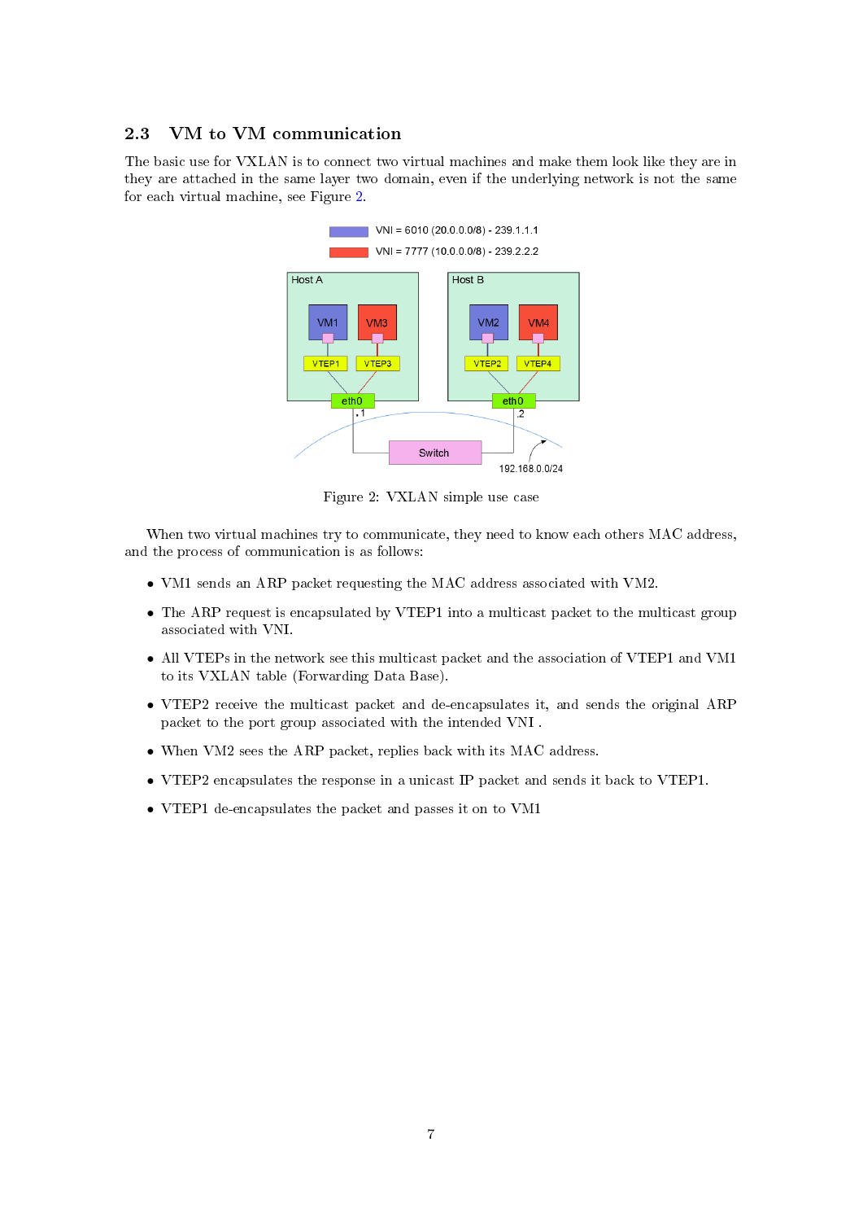## 2.3 VM to VM communication

The basic use for VXLAN is to connect two virtual machines and make them look like they are in they are attached in the same layer two domain, even if the underlying network is not the same for each virtual machine, see Figure 2.

Figure 2: VXLAN simple use case

When two virtual machines try to communicate, they need to know each others MAC address, and the process of communication is as follows:

- VM1 sends an ARP packet requesting the MAC address associated with VM2.
- The ARP request is encapsulated by VTEP1 into a multicast packet to the multicast group associated with VNI.
- All VTEPs in the network see this multicast packet and the association of VTEP1 and VM1 to its VXLAN table (Forwarding Data Base).
- VTEP2 receive the multicast packet and de-encapsulates it, and sends the original ARP packet to the port group associated with the intended VNI .
- When VM2 sees the ARP packet, replies back with its MAC address.
- VTEP2 encapsulates the response in a unicast IP packet and sends it back to VTEP1.
- VTEP1 de-encapsulates the packet and passes it on to VM1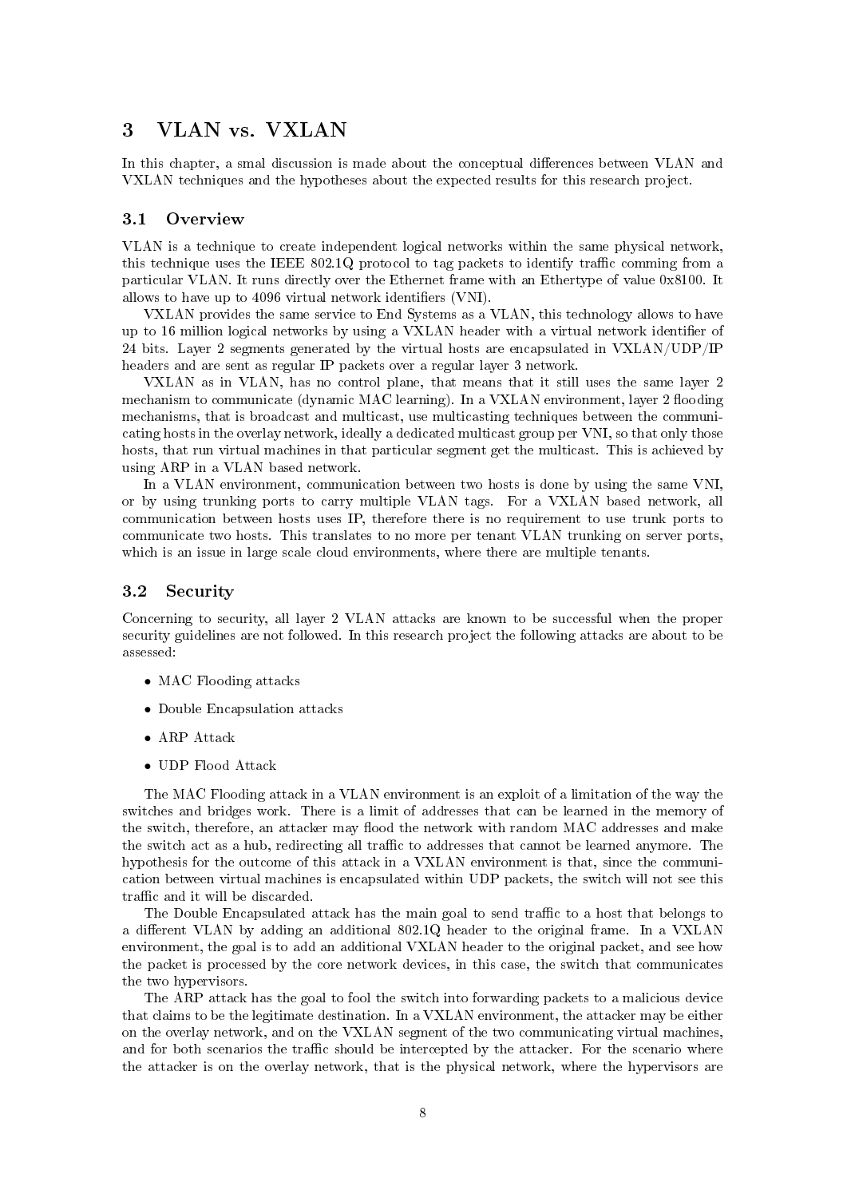# 3 VLAN vs. VXLAN

In this chapter, a smal discussion is made about the conceptual differences between VLAN and VXLAN techniques and the hypotheses about the expected results for this research project.

## 3.1 Overview

VLAN is a technique to create independent logical networks within the same physical network, this technique uses the IEEE 802.1Q protocol to tag packets to identify traffic comming from a particular VLAN. It runs directly over the Ethernet frame with an Ethertype of value 0x8100. It allows to have up to 4096 virtual network identifiers (VNI).

VXLAN provides the same service to End Systems as a VLAN, this technology allows to have up to 16 million logical networks by using a VXLAN header with a virtual network identifier of 24 bits. Layer 2 segments generated by the virtual hosts are encapsulated in VXLAN/UDP/IP headers and are sent as regular IP packets over a regular layer 3 network.

VXLAN as in VLAN, has no control plane, that means that it still uses the same layer 2 mechanism to communicate (dynamic MAC learning). In a VXLAN environment, layer 2 flooding mechanisms, that is broadcast and multicast, use multicasting techniques between the communicating hosts in the overlay network, ideally a dedicated multicast group per VNI, so that only those hosts, that run virtual machines in that particular segment get the multicast. This is achieved by using ARP in a VLAN based network.

In a VLAN environment, communication between two hosts is done by using the same VNI, or by using trunking ports to carry multiple VLAN tags. For a VXLAN based network, all communication between hosts uses IP, therefore there is no requirement to use trunk ports to communicate two hosts. This translates to no more per tenant VLAN trunking on server ports, which is an issue in large scale cloud environments, where there are multiple tenants.

## 3.2 Security

Concerning to security, all layer 2 VLAN attacks are known to be successful when the proper security guidelines are not followed. In this research project the following attacks are about to be assessed:

- MAC Flooding attacks
- Double Encapsulation attacks
- ARP Attack
- UDP Flood Attack

The MAC Flooding attack in a VLAN environment is an exploit of a limitation of the way the switches and bridges work. There is a limit of addresses that can be learned in the memory of the switch, therefore, an attacker may flood the network with random MAC addresses and make the switch act as a hub, redirecting all traffic to addresses that cannot be learned anymore. The hypothesis for the outcome of this attack in a VXLAN environment is that, since the communication between virtual machines is encapsulated within UDP packets, the switch will not see this traffic and it will be discarded.

The Double Encapsulated attack has the main goal to send traffic to a host that belongs to a different VLAN by adding an additional 802.1Q header to the original frame. In a VXLAN environment, the goal is to add an additional VXLAN header to the original packet, and see how the packet is processed by the core network devices, in this case, the switch that communicates the two hypervisors.

The ARP attack has the goal to fool the switch into forwarding packets to a malicious device that claims to be the legitimate destination. In a VXLAN environment, the attacker may be either on the overlay network, and on the VXLAN segment of the two communicating virtual machines, and for both scenarios the traffic should be intercepted by the attacker. For the scenario where the attacker is on the overlay network, that is the physical network, where the hypervisors are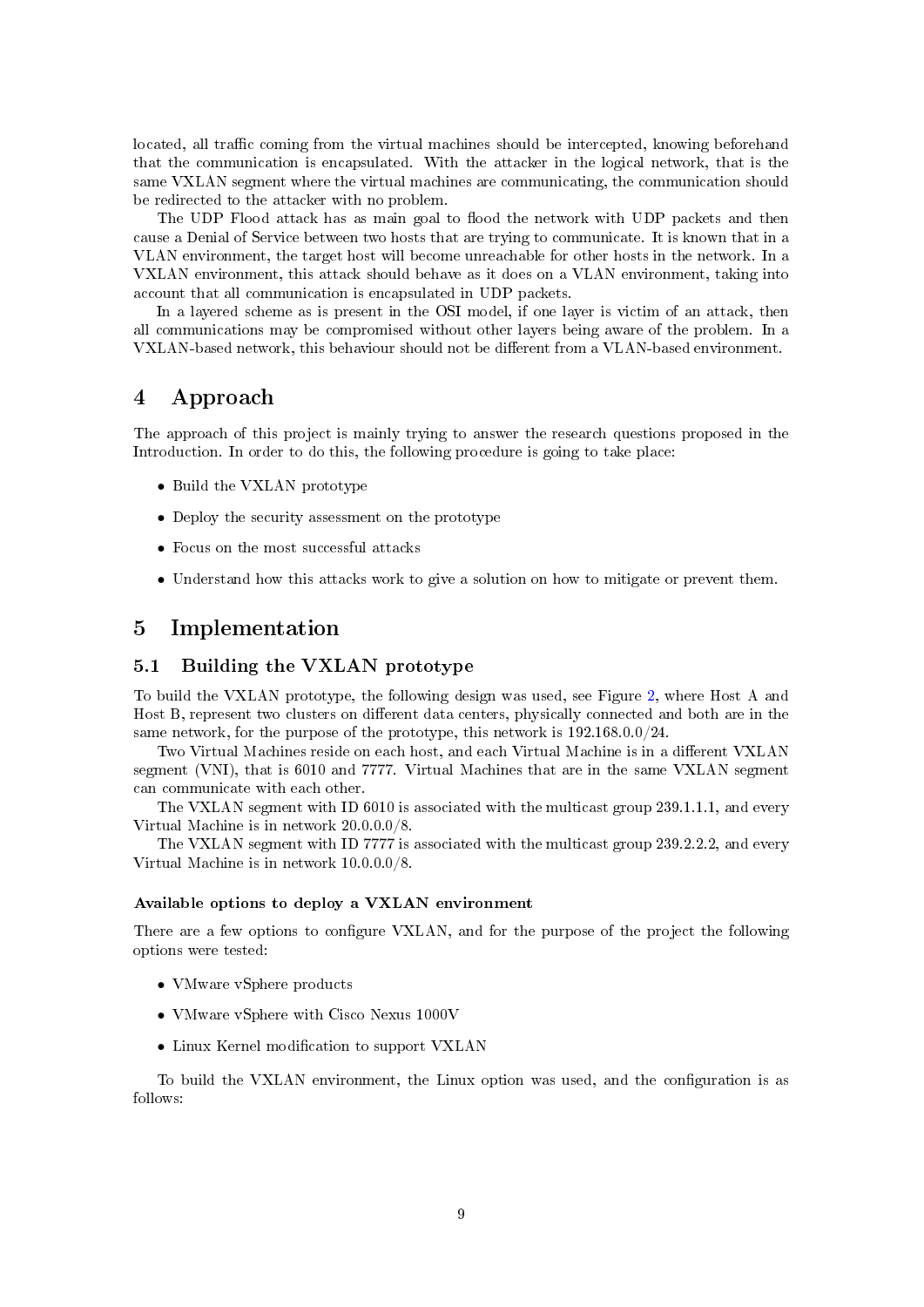located, all traffic coming from the virtual machines should be intercepted, knowing beforehand that the communication is encapsulated. With the attacker in the logical network, that is the same VXLAN segment where the virtual machines are communicating, the communication should be redirected to the attacker with no problem.

The UDP Flood attack has as main goal to flood the network with UDP packets and then cause a Denial of Service between two hosts that are trying to communicate. It is known that in a VLAN environment, the target host will become unreachable for other hosts in the network. In a VXLAN environment, this attack should behave as it does on a VLAN environment, taking into account that all communication is encapsulated in UDP packets.

In a layered scheme as is present in the OSI model, if one layer is victim of an attack, then all communications may be compromised without other layers being aware of the problem. In a VXLAN-based network, this behaviour should not be different from a VLAN-based environment.

# 4 Approach

The approach of this project is mainly trying to answer the research questions proposed in the Introduction. In order to do this, the following procedure is going to take place:

- Build the VXLAN prototype
- Deploy the security assessment on the prototype
- Focus on the most successful attacks
- Understand how this attacks work to give a solution on how to mitigate or prevent them.

# 5 Implementation

## 5.1 Building the VXLAN prototype

To build the VXLAN prototype, the following design was used, see Figure 2, where Host A and Host B, represent two clusters on different data centers, physically connected and both are in the same network, for the purpose of the prototype, this network is 192.168.0.0/24.

Two Virtual Machines reside on each host, and each Virtual Machine is in a different VXLAN segment (VNI), that is 6010 and 7777. Virtual Machines that are in the same VXLAN segment can communicate with each other.

The VXLAN segment with ID 6010 is associated with the multicast group 239.1.1.1, and every Virtual Machine is in network 20.0.0.0/8.

The VXLAN segment with ID 7777 is associated with the multicast group 239.2.2.2, and every Virtual Machine is in network 10.0.0.0/8.

#### Available options to deploy a VXLAN environment

There are a few options to configure VXLAN, and for the purpose of the project the following options were tested:

- VMware vSphere products
- VMware vSphere with Cisco Nexus 1000V
- Linux Kernel modification to support VXLAN

To build the VXLAN environment, the Linux option was used, and the configuration is as follows: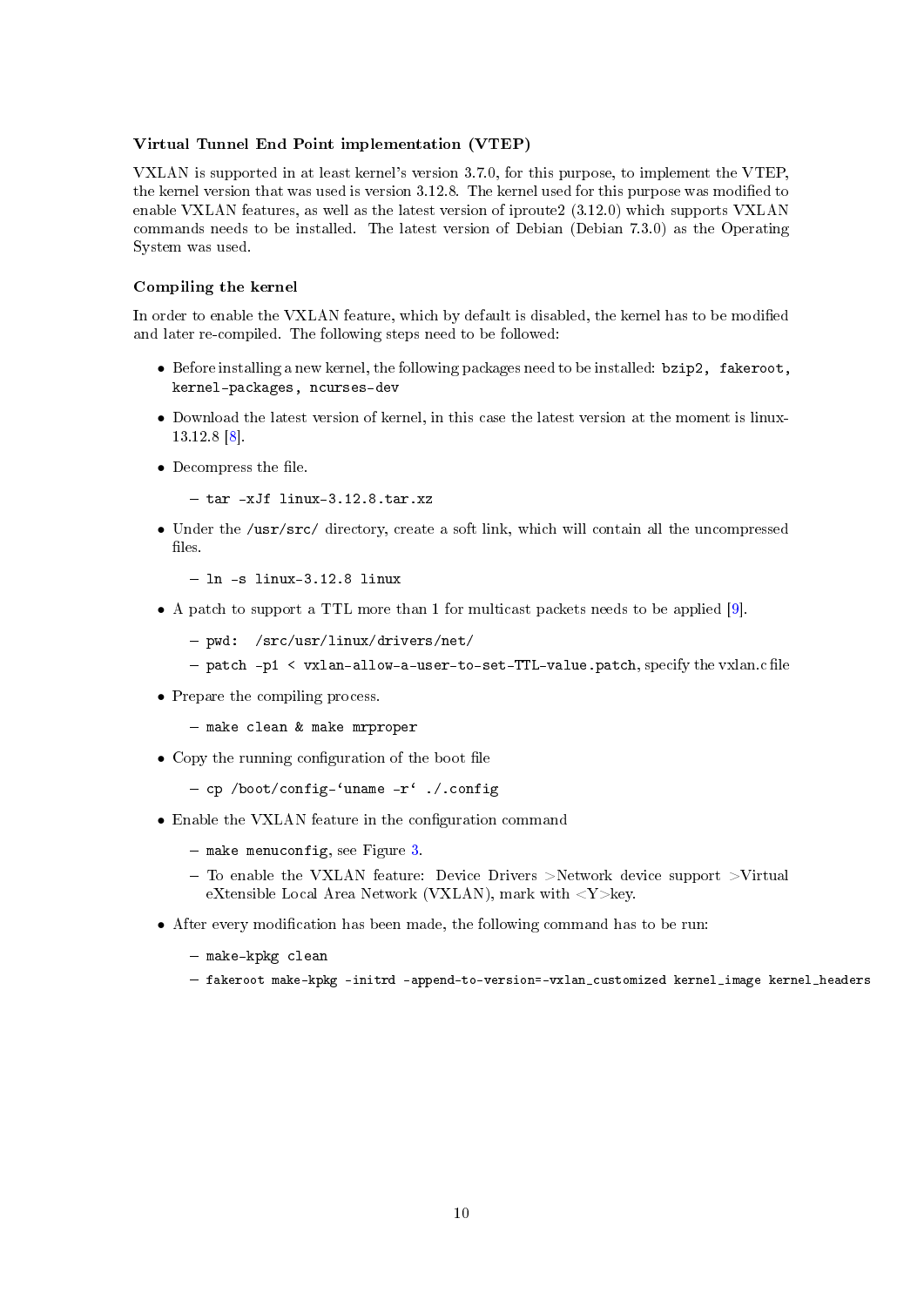### Virtual Tunnel End Point implementation (VTEP)

VXLAN is supported in at least kernel's version 3.7.0, for this purpose, to implement the VTEP, the kernel version that was used is version 3.12.8. The kernel used for this purpose was modified to enable VXLAN features, as well as the latest version of iproute2 (3.12.0) which supports VXLAN commands needs to be installed. The latest version of Debian (Debian 7.3.0) as the Operating System was used.

### Compiling the kernel

In order to enable the VXLAN feature, which by default is disabled, the kernel has to be modified and later re-compiled. The following steps need to be followed:

- Before installing a new kernel, the following packages need to be installed: `bzip2, fakeroot, kernel-packages, ncurses-dev`
- Download the latest version of kernel, in this case the latest version at the moment is linux-13.12.8 [8].
- Decompress the file.
  - `tar -xJf linux-3.12.8.tar.xz`
- Under the `/usr/src/` directory, create a soft link, which will contain all the uncompressed files.
  - `ln -s linux-3.12.8 linux`
- A patch to support a TTL more than 1 for multicast packets needs to be applied [9].
  - `pwd: /src/usr/linux/drivers/net/`
  - `patch -p1 < vxlan-allow-a-user-to-set-TTL-value.patch`, specify the vxlan.c file
- Prepare the compiling process.
  - `make clean & make mrproper`
- Copy the running configuration of the boot file
  - ``cp /boot/config-`uname -r` ./.config``
- Enable the VXLAN feature in the configuration command
  - `make menuconfig`, see Figure 3.
  - To enable the VXLAN feature: Device Drivers >Network device support >Virtual eXtensible Local Area Network (VXLAN), mark with <Y>key.
- After every modification has been made, the following command has to be run:
  - `make-kpkg clean`
  - `fakeroot make-kpkg -initrd -append-to-version=-vxlan_customized kernel_image kernel_headers`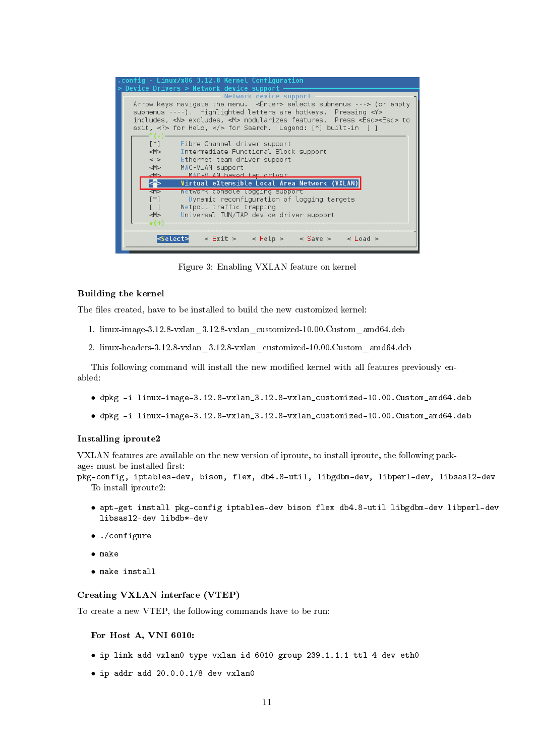Figure 3: Enabling VXLAN feature on kernel

### Building the kernel

The files created, have to be installed to build the new customized kernel:

1. linux-image-3.12.8-vxlan_3.12.8-vxlan_customized-10.00.Custom_amd64.deb
2. linux-headers-3.12.8-vxlan_3.12.8-vxlan_customized-10.00.Custom_amd64.deb

This following command will install the new modified kernel with all features previously enabled:

- `dpkg -i linux-image-3.12.8-vxlan_3.12.8-vxlan_customized-10.00.Custom_amd64.deb`
- `dpkg -i linux-image-3.12.8-vxlan_3.12.8-vxlan_customized-10.00.Custom_amd64.deb`

### Installing iproute2

VXLAN features are available on the new version of iproute, to install iproute, the following packages must be installed first:
`pkg-config, iptables-dev, bison, flex, db4.8-util, libgdbm-dev, libperl-dev, libsasl2-dev`

To install iproute2:

- `apt-get install pkg-config iptables-dev bison flex db4.8-util libgdbm-dev libperl-dev libsasl2-dev libdb*-dev`
- `./configure`
- `make`
- `make install`

### Creating VXLAN interface (VTEP)

To create a new VTEP, the following commands have to be run:

**For Host A, VNI 6010:**

- `ip link add vxlan0 type vxlan id 6010 group 239.1.1.1 ttl 4 dev eth0`
- `ip addr add 20.0.0.1/8 dev vxlan0`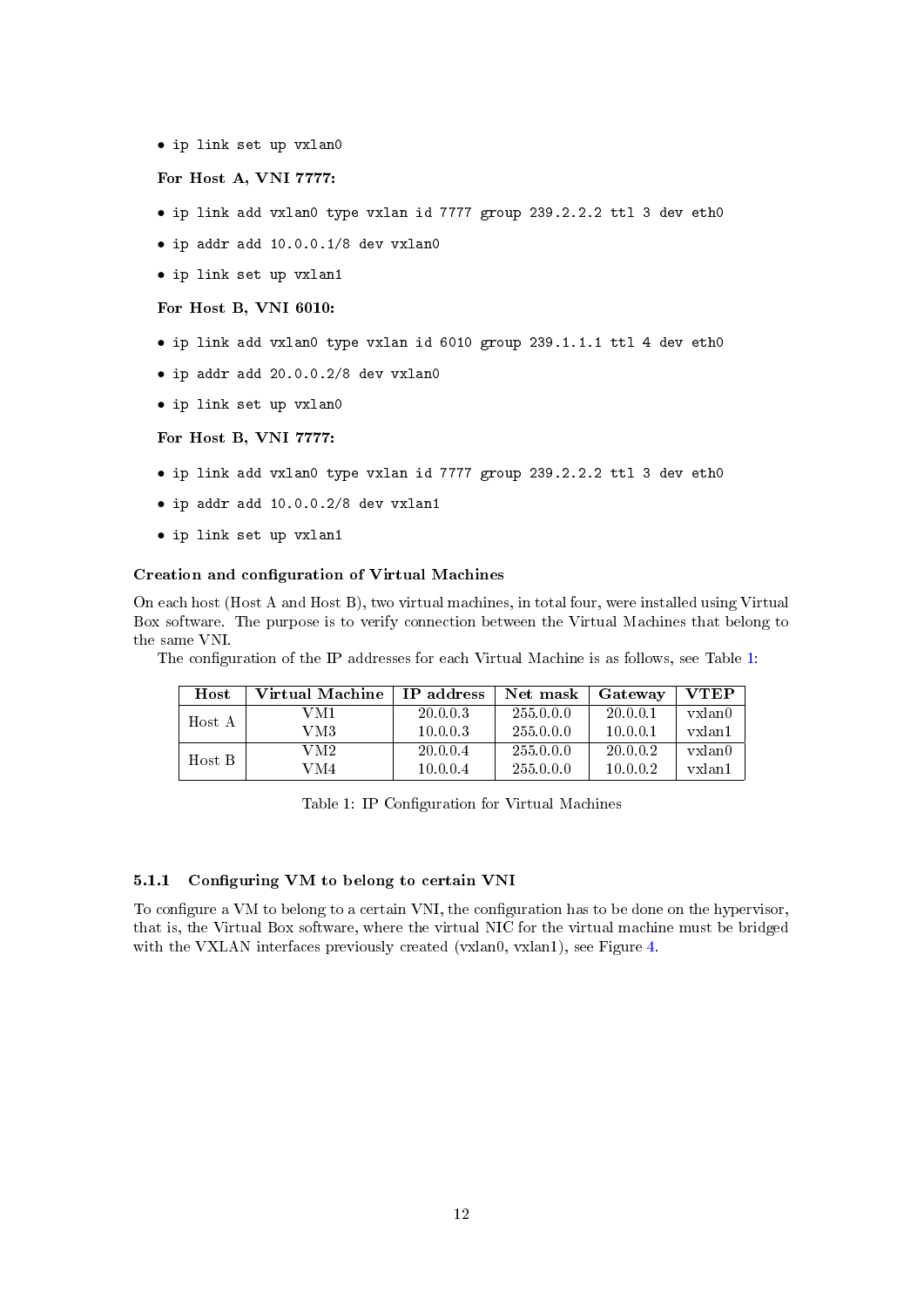- `ip link set up vxlan0`

**For Host A, VNI 7777:**

- `ip link add vxlan0 type vxlan id 7777 group 239.2.2.2 ttl 3 dev eth0`
- `ip addr add 10.0.0.1/8 dev vxlan0`
- `ip link set up vxlan1`

**For Host B, VNI 6010:**

- `ip link add vxlan0 type vxlan id 6010 group 239.1.1.1 ttl 4 dev eth0`
- `ip addr add 20.0.0.2/8 dev vxlan0`
- `ip link set up vxlan0`

**For Host B, VNI 7777:**

- `ip link add vxlan0 type vxlan id 7777 group 239.2.2.2 ttl 3 dev eth0`
- `ip addr add 10.0.0.2/8 dev vxlan1`
- `ip link set up vxlan1`

**Creation and configuration of Virtual Machines**

On each host (Host A and Host B), two virtual machines, in total four, were installed using Virtual Box software. The purpose is to verify connection between the Virtual Machines that belong to the same VNI.

The configuration of the IP addresses for each Virtual Machine is as follows, see Table 1:

| Host | Virtual Machine | IP address | Net mask | Gateway | VTEP |
|---|---|---|---|---|---|
| Host A | VM1 | 20.0.0.3 | 255.0.0.0 | 20.0.0.1 | vxlan0 |
| | VM3 | 10.0.0.3 | 255.0.0.0 | 10.0.0.1 | vxlan1 |
| Host B | VM2 | 20.0.0.4 | 255.0.0.0 | 20.0.0.2 | vxlan0 |
| | VM4 | 10.0.0.4 | 255.0.0.0 | 10.0.0.2 | vxlan1 |

Table 1: IP Configuration for Virtual Machines

### 5.1.1 Configuring VM to belong to certain VNI

To configure a VM to belong to a certain VNI, the configuration has to be done on the hypervisor, that is, the Virtual Box software, where the virtual NIC for the virtual machine must be bridged with the VXLAN interfaces previously created (vxlan0, vxlan1), see Figure 4.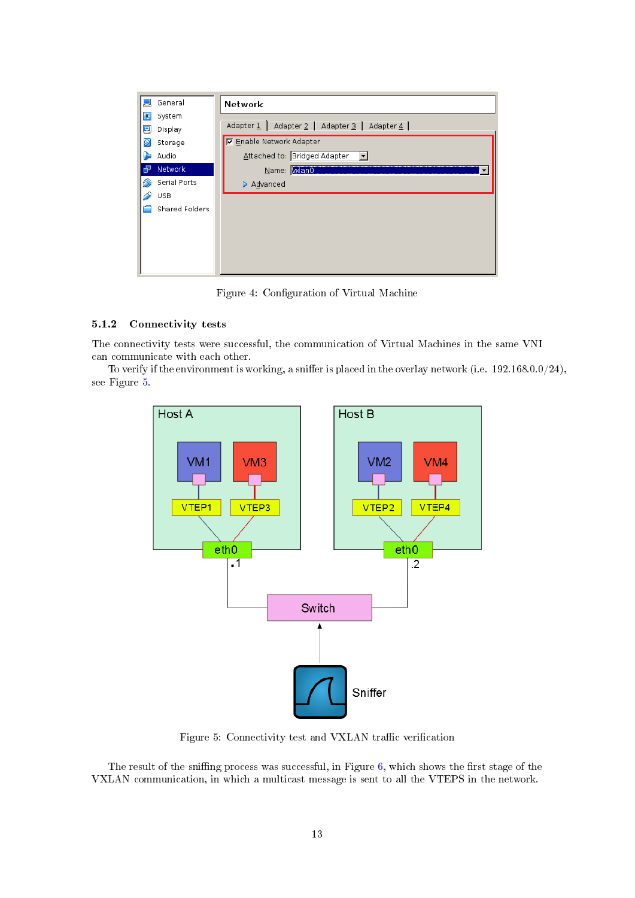Figure 4: Configuration of Virtual Machine

### 5.1.2 Connectivity tests

The connectivity tests were successful, the communication of Virtual Machines in the same VNI can communicate with each other.

To verify if the environment is working, a sniffer is placed in the overlay network (i.e. 192.168.0.0/24), see Figure 5.

Figure 5: Connectivity test and VXLAN traffic verification

The result of the sniffing process was successful, in Figure 6, which shows the first stage of the VXLAN communication, in which a multicast message is sent to all the VTEPS in the network.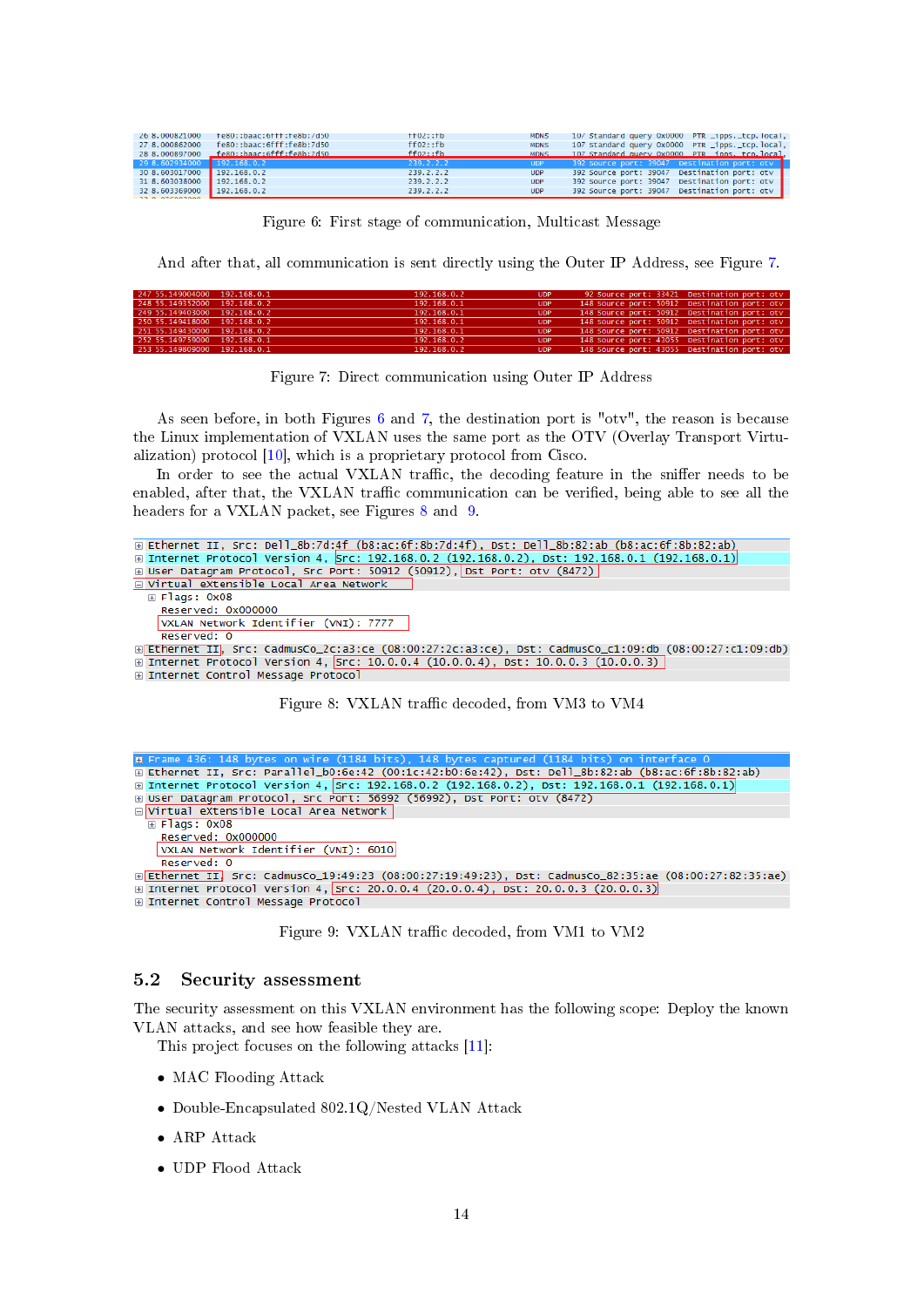| 26 8.000821000 | fe80::baac:6fff:fe8b:7d50 | ff02::fb | MDNS | 107 Standard query 0x0000 PTR _ipps._tcp.local, |
|---|---|---|---|---|
| 27 8.000862000 | fe80::baac:6fff:fe8b:7d50 | ff02::fb | MDNS | 107 Standard query 0x0000 PTR _ipps._tcp.local, |
| 28 8.000897000 | fe80::baac:6fff:fe8b:7d50 | ff02::fb | MDNS | 107 Standard query 0x0000 PTR _ipps._tcp.local, |
| 29 8.602934000 | 192.168.0.2 | 239.2.2.2 | UDP | 392 Source port: 39047 Destination port: otv |
| 30 8.603017000 | 192.168.0.2 | 239.2.2.2 | UDP | 392 Source port: 39047 Destination port: otv |
| 31 8.603038000 | 192.168.0.2 | 239.2.2.2 | UDP | 392 Source port: 39047 Destination port: otv |
| 32 8.603369000 | 192.168.0.2 | 239.2.2.2 | UDP | 392 Source port: 39047 Destination port: otv |

Figure 6: First stage of communication, Multicast Message

And after that, all communication is sent directly using the Outer IP Address, see Figure 7.

| 247 55.149004000 | 192.168.0.1 | 192.168.0.2 | UDP | 92 Source port: 33421 Destination port: otv |
|---|---|---|---|---|
| 248 55.149352000 | 192.168.0.2 | 192.168.0.1 | UDP | 148 Source port: 50912 Destination port: otv |
| 249 55.149403000 | 192.168.0.2 | 192.168.0.1 | UDP | 148 Source port: 50912 Destination port: otv |
| 250 55.149418000 | 192.168.0.2 | 192.168.0.1 | UDP | 148 Source port: 50912 Destination port: otv |
| 251 55.149430000 | 192.168.0.2 | 192.168.0.1 | UDP | 148 Source port: 50912 Destination port: otv |
| 252 55.149759000 | 192.168.0.1 | 192.168.0.2 | UDP | 148 Source port: 43055 Destination port: otv |
| 253 55.149809000 | 192.168.0.1 | 192.168.0.2 | UDP | 148 Source port: 43055 Destination port: otv |

Figure 7: Direct communication using Outer IP Address

As seen before, in both Figures 6 and 7, the destination port is "otv", the reason is because the Linux implementation of VXLAN uses the same port as the OTV (Overlay Transport Virtualization) protocol [10], which is a proprietary protocol from Cisco.

In order to see the actual VXLAN traffic, the decoding feature in the sniffer needs to be enabled, after that, the VXLAN traffic communication can be verified, being able to see all the headers for a VXLAN packet, see Figures 8 and 9.

```
⊞ Ethernet II, Src: Dell_8b:7d:4f (b8:ac:6f:8b:7d:4f), Dst: Dell_8b:82:ab (b8:ac:6f:8b:82:ab)
⊞ Internet Protocol Version 4, Src: 192.168.0.2 (192.168.0.2), Dst: 192.168.0.1 (192.168.0.1)
⊞ User Datagram Protocol, Src Port: 50912 (50912), Dst Port: otv (8472)
⊟ Virtual eXtensible Local Area Network
  ⊞ Flags: 0x08
    Reserved: 0x000000
    VXLAN Network Identifier (VNI): 7777
    Reserved: 0
⊞ Ethernet II, Src: CadmusCo_2c:a3:ce (08:00:27:2c:a3:ce), Dst: CadmusCo_c1:09:db (08:00:27:c1:09:db)
⊞ Internet Protocol Version 4, Src: 10.0.0.4 (10.0.0.4), Dst: 10.0.0.3 (10.0.0.3)
⊞ Internet Control Message Protocol
```

Figure 8: VXLAN traffic decoded, from VM3 to VM4

```
⊞ Frame 436: 148 bytes on wire (1184 bits), 148 bytes captured (1184 bits) on interface 0
⊞ Ethernet II, Src: Parallel_b0:6e:42 (00:1c:42:b0:6e:42), Dst: Dell_8b:82:ab (b8:ac:6f:8b:82:ab)
⊞ Internet Protocol Version 4, Src: 192.168.0.2 (192.168.0.2), Dst: 192.168.0.1 (192.168.0.1)
⊞ User Datagram Protocol, Src Port: 56992 (56992), Dst Port: otv (8472)
⊟ Virtual eXtensible Local Area Network
  ⊞ Flags: 0x08
    Reserved: 0x000000
    VXLAN Network Identifier (VNI): 6010
    Reserved: 0
⊞ Ethernet II, Src: CadmusCo_19:49:23 (08:00:27:19:49:23), Dst: CadmusCo_82:35:ae (08:00:27:82:35:ae)
⊞ Internet Protocol Version 4, Src: 20.0.0.4 (20.0.0.4), Dst: 20.0.0.3 (20.0.0.3)
⊞ Internet Control Message Protocol
```

Figure 9: VXLAN traffic decoded, from VM1 to VM2

## 5.2 Security assessment

The security assessment on this VXLAN environment has the following scope: Deploy the known VLAN attacks, and see how feasible they are.

This project focuses on the following attacks [11]:

- MAC Flooding Attack
- Double-Encapsulated 802.1Q/Nested VLAN Attack
- ARP Attack
- UDP Flood Attack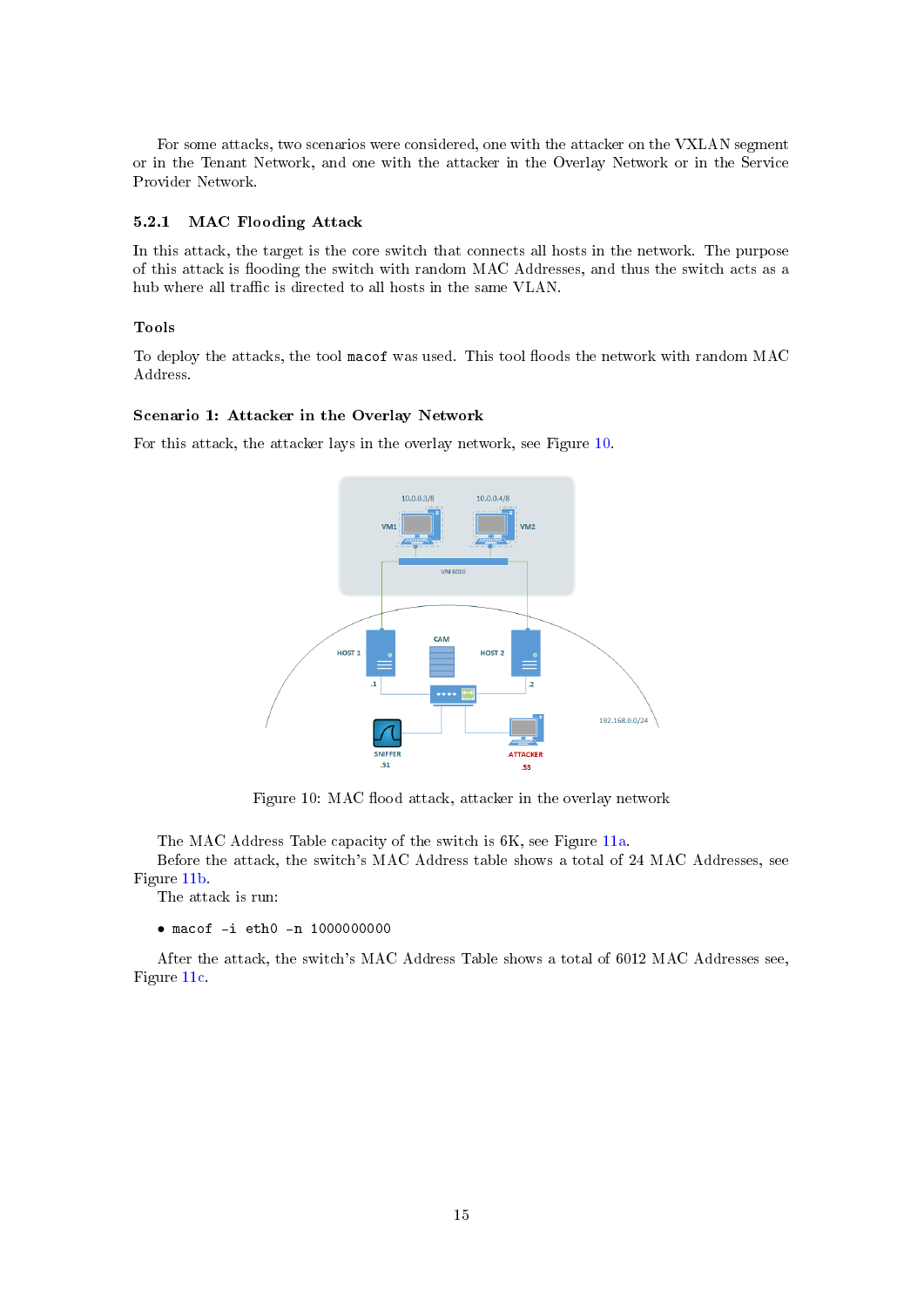For some attacks, two scenarios were considered, one with the attacker on the VXLAN segment or in the Tenant Network, and one with the attacker in the Overlay Network or in the Service Provider Network.

### 5.2.1 MAC Flooding Attack

In this attack, the target is the core switch that connects all hosts in the network. The purpose of this attack is flooding the switch with random MAC Addresses, and thus the switch acts as a hub where all traffic is directed to all hosts in the same VLAN.

#### Tools

To deploy the attacks, the tool `macof` was used. This tool floods the network with random MAC Address.

#### Scenario 1: Attacker in the Overlay Network

For this attack, the attacker lays in the overlay network, see Figure 10.

Figure 10: MAC flood attack, attacker in the overlay network

The MAC Address Table capacity of the switch is 6K, see Figure 11a.

Before the attack, the switch's MAC Address table shows a total of 24 MAC Addresses, see Figure 11b.

The attack is run:

- `macof -i eth0 -n 1000000000`

After the attack, the switch's MAC Address Table shows a total of 6012 MAC Addresses see, Figure 11c.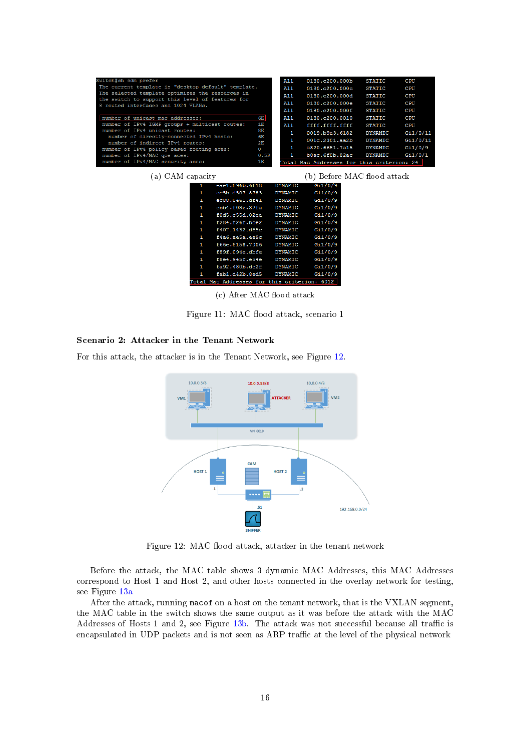(a) CAM capacity

(b) Before MAC flood attack

(c) After MAC flood attack

Figure 11: MAC flood attack, scenario 1

### Scenario 2: Attacker in the Tenant Network

For this attack, the attacker is in the Tenant Network, see Figure 12.

Figure 12: MAC flood attack, attacker in the tenant network

Before the attack, the MAC table shows 3 dynamic MAC Addresses, this MAC Addresses correspond to Host 1 and Host 2, and other hosts connected in the overlay network for testing, see Figure 13a

After the attack, running `macof` on a host on the tenant network, that is the VXLAN segment, the MAC table in the switch shows the same output as it was before the attack with the MAC Addresses of Hosts 1 and 2, see Figure 13b. The attack was not successful because all traffic is encapsulated in UDP packets and is not seen as ARP traffic at the level of the physical network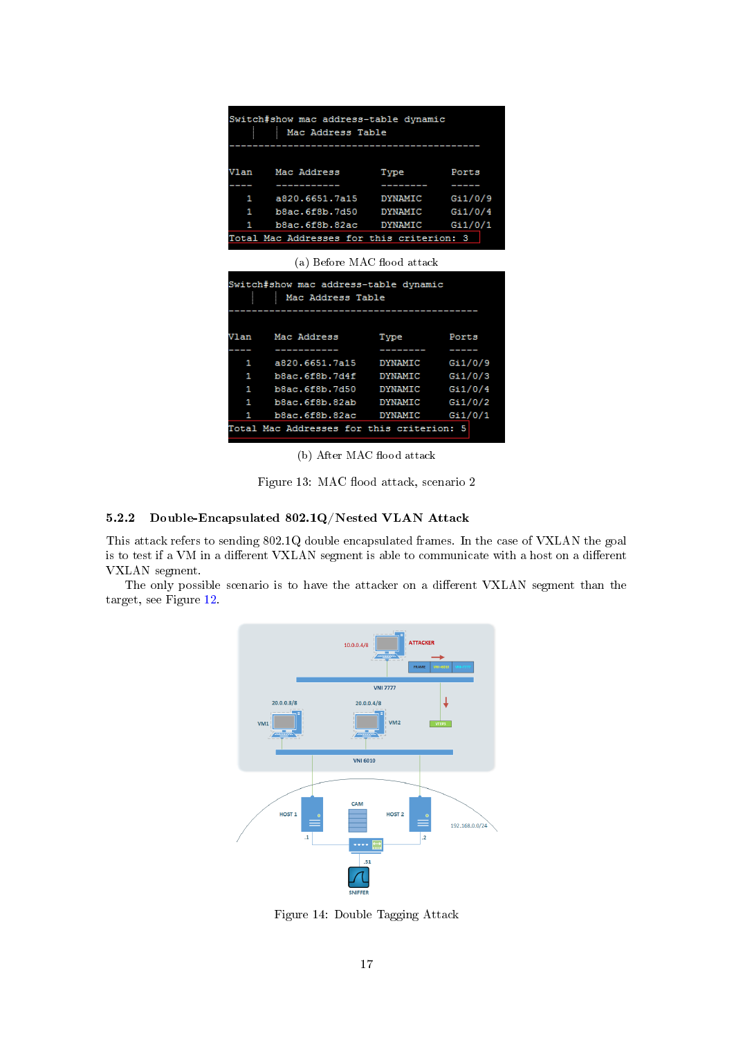```
Switch#show mac address-table dynamic
          Mac Address Table
-------------------------------------------

Vlan    Mac Address       Type        Ports
----    -----------       --------    -----
   1    a820.6651.7a15    DYNAMIC     Gi1/0/9
   1    b8ac.6f8b.7d50    DYNAMIC     Gi1/0/4
   1    b8ac.6f8b.82ac    DYNAMIC     Gi1/0/1
Total Mac Addresses for this criterion: 3
```

(a) Before MAC flood attack

```
Switch#show mac address-table dynamic
          Mac Address Table
-------------------------------------------

Vlan    Mac Address       Type        Ports
----    -----------       --------    -----
   1    a820.6651.7a15    DYNAMIC     Gi1/0/9
   1    b8ac.6f8b.7d4f    DYNAMIC     Gi1/0/3
   1    b8ac.6f8b.7d50    DYNAMIC     Gi1/0/4
   1    b8ac.6f8b.82ab    DYNAMIC     Gi1/0/2
   1    b8ac.6f8b.82ac    DYNAMIC     Gi1/0/1
Total Mac Addresses for this criterion: 5
```

(b) After MAC flood attack

Figure 13: MAC flood attack, scenario 2

#### 5.2.2 Double-Encapsulated 802.1Q/Nested VLAN Attack

This attack refers to sending 802.1Q double encapsulated frames. In the case of VXLAN the goal is to test if a VM in a different VXLAN segment is able to communicate with a host on a different VXLAN segment.

The only possible scenario is to have the attacker on a different VXLAN segment than the target, see Figure 12.

Figure 14: Double Tagging Attack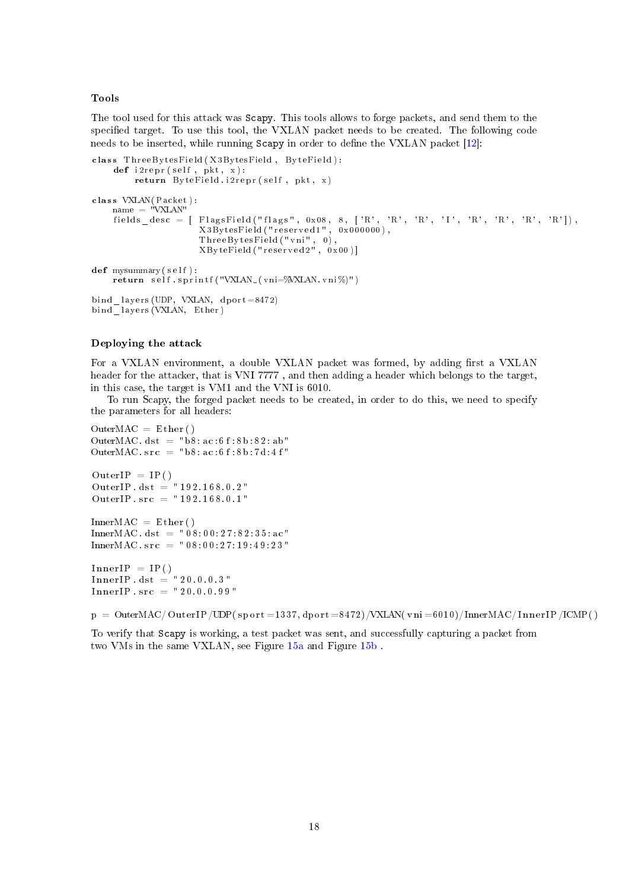### Tools

The tool used for this attack was `Scapy`. This tools allows to forge packets, and send them to the specified target. To use this tool, the VXLAN packet needs to be created. The following code needs to be inserted, while running `Scapy` in order to define the VXLAN packet [12]:

```
class ThreeBytesField(X3BytesField, ByteField):
    def i2repr(self, pkt, x):
        return ByteField.i2repr(self, pkt, x)

class VXLAN(Packet):
    name = "VXLAN"
    fields_desc = [ FlagsField("flags", 0x08, 8, ['R', 'R', 'R', 'I', 'R', 'R', 'R', 'R']),
                    X3BytesField("reserved1", 0x000000),
                    ThreeBytesField("vni", 0),
                    XByteField("reserved2", 0x00)]

def mysummary(self):
    return self.sprintf("VXLAN (vni=%VXLAN.vni%)")

bind_layers(UDP, VXLAN, dport=8472)
bind_layers(VXLAN, Ether)
```

### Deploying the attack

For a VXLAN environment, a double VXLAN packet was formed, by adding first a VXLAN header for the attacker, that is VNI 7777 , and then adding a header which belongs to the target, in this case, the target is VM1 and the VNI is 6010.

To run Scapy, the forged packet needs to be created, in order to do this, we need to specify the parameters for all headers:

```
OuterMAC = Ether()
OuterMAC.dst = "b8:ac:6f:8b:82:ab"
OuterMAC.src = "b8:ac:6f:8b:7d:4f"

OuterIP = IP()
OuterIP.dst = "192.168.0.2"
OuterIP.src = "192.168.0.1"

InnerMAC = Ether()
InnerMAC.dst = "08:00:27:82:35:ac"
InnerMAC.src = "08:00:27:19:49:23"

InnerIP = IP()
InnerIP.dst = "20.0.0.3"
InnerIP.src = "20.0.0.99"

p = OuterMAC/OuterIP/UDP(sport=1337,dport=8472)/VXLAN(vni=6010)/InnerMAC/InnerIP/ICMP()
```

To verify that `Scapy` is working, a test packet was sent, and successfully capturing a packet from two VMs in the same VXLAN, see Figure 15a and Figure 15b .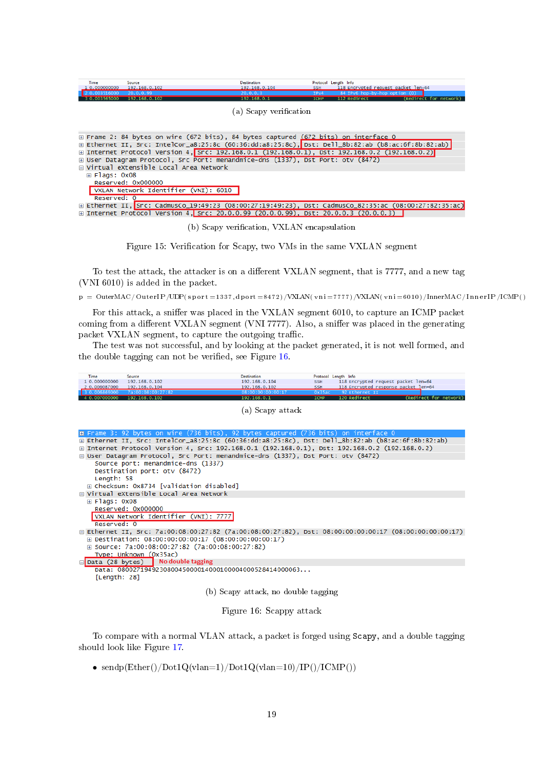| Time | Source | Destination | Protocol | Length | Info |
|---|---|---|---|---|---|
| 1 0.000000000 | 192.168.0.102 | 192.168.0.104 | SSH | 118 | Encrypted request packet len=64 |
| 2 0.003516000 | 20.0.0.99 | 20.0.0.3 | IPv4 | 84 | IPv6 hop-by-hop option (0) |
| 3 0.003565000 | 192.168.0.102 | 192.168.0.1 | ICMP | 112 | Redirect (Redirect for network) |

(a) Scapy verification

```
⊞ Frame 2: 84 bytes on wire (672 bits), 84 bytes captured (672 bits) on interface 0
⊞ Ethernet II, Src: IntelCor_a8:25:8c (60:36:dd:a8:25:8c), Dst: Dell_8b:82:ab (b8:ac:6f:8b:82:ab)
⊞ Internet Protocol Version 4, Src: 192.168.0.1 (192.168.0.1), Dst: 192.168.0.2 (192.168.0.2)
⊞ User Datagram Protocol, Src Port: menandmice-dns (1337), Dst Port: otv (8472)
⊟ Virtual eXtensible Local Area Network
  ⊞ Flags: 0x08
    Reserved: 0x000000
    VXLAN Network Identifier (VNI): 6010
    Reserved: 0
⊞ Ethernet II, Src: CadmusCo_19:49:23 (08:00:27:19:49:23), Dst: CadmusCo_82:35:ac (08:00:27:82:35:ac)
⊞ Internet Protocol Version 4, Src: 20.0.0.99 (20.0.0.99), Dst: 20.0.0.3 (20.0.0.3)
```

(b) Scapy verification, VXLAN encapsulation

Figure 15: Verification for Scapy, two VMs in the same VXLAN segment

To test the attack, the attacker is on a different VXLAN segment, that is 7777, and a new tag (VNI 6010) is added in the packet.

p = OuterMAC/OuterIP/UDP(sport=1337,dport=8472)/VXLAN(vni=7777)/VXLAN(vni=6010)/InnerMAC/InnerIP/ICMP()

For this attack, a sniffer was placed in the VXLAN segment 6010, to capture an ICMP packet coming from a different VXLAN segment (VNI 7777). Also, a sniffer was placed in the generating packet VXLAN segment, to capture the outgoing traffic.

The test was not successful, and by looking at the packet generated, it is not well formed, and the double tagging can not be verified, see Figure 16.

| Time | Source | Destination | Protocol | Length | Info |
|---|---|---|---|---|---|
| 1 0.000000000 | 192.168.0.102 | 192.168.0.104 | SSH | 118 | Encrypted request packet len=64 |
| 2 0.000087000 | 192.168.0.104 | 192.168.0.102 | SSH | 118 | Encrypted response packet len=64 |
| 3 0.006869000 | 7a:00:08:00:27:82 | 08:00:00:00:00:17 | 0x35ac | 92 | Ethernet II |
| 4 0.007000000 | 192.168.0.102 | 192.168.0.1 | ICMP | 120 | Redirect (Redirect for network) |

(a) Scapy attack

```
⊞ Frame 3: 92 bytes on wire (736 bits), 92 bytes captured (736 bits) on interface 0
⊞ Ethernet II, Src: IntelCor_a8:25:8c (60:36:dd:a8:25:8c), Dst: Dell_8b:82:ab (b8:ac:6f:8b:82:ab)
⊞ Internet Protocol Version 4, Src: 192.168.0.1 (192.168.0.1), Dst: 192.168.0.2 (192.168.0.2)
⊟ User Datagram Protocol, Src Port: menandmice-dns (1337), Dst Port: otv (8472)
    Source port: menandmice-dns (1337)
    Destination port: otv (8472)
    Length: 58
  ⊞ Checksum: 0x8734 [validation disabled]
⊟ Virtual eXtensible Local Area Network
  ⊞ Flags: 0x08
    Reserved: 0x000000
    VXLAN Network Identifier (VNI): 7777
    Reserved: 0
⊟ Ethernet II, Src: 7a:00:08:00:27:82 (7a:00:08:00:27:82), Dst: 08:00:00:00:00:17 (08:00:00:00:00:17)
  ⊞ Destination: 08:00:00:00:00:17 (08:00:00:00:00:17)
  ⊞ Source: 7a:00:08:00:27:82 (7a:00:08:00:27:82)
    Type: Unknown (0x35ac)
⊟ Data (28 bytes)        No double tagging
    Data: 080027194923080045000014000100004000528414000063...
    [Length: 28]
```

(b) Scapy attack, no double tagging

Figure 16: Scappy attack

To compare with a normal VLAN attack, a packet is forged using Scapy, and a double tagging should look like Figure 17.

- sendp(Ether()/Dot1Q(vlan=1)/Dot1Q(vlan=10)/IP()/ICMP())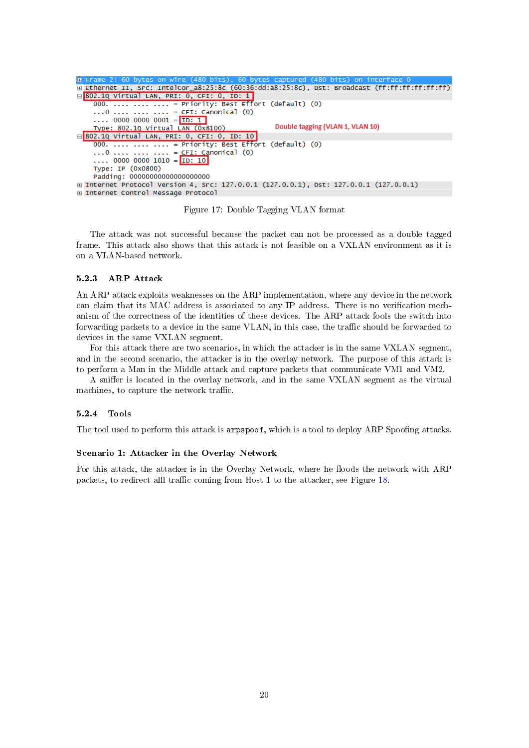```
⊞ Frame 2: 60 bytes on wire (480 bits), 60 bytes captured (480 bits) on interface 0
⊞ Ethernet II, Src: IntelCor_a8:25:8c (60:36:dd:a8:25:8c), Dst: Broadcast (ff:ff:ff:ff:ff:ff)
⊟ 802.1Q Virtual LAN, PRI: 0, CFI: 0, ID: 1
    000. .... .... .... = Priority: Best Effort (default) (0)
    ...0 .... .... .... = CFI: Canonical (0)
    .... 0000 0000 0001 = ID: 1
    Type: 802.1Q Virtual LAN (0x8100)                    Double tagging (VLAN 1, VLAN 10)
⊟ 802.1Q Virtual LAN, PRI: 0, CFI: 0, ID: 10
    000. .... .... .... = Priority: Best Effort (default) (0)
    ...0 .... .... .... = CFI: Canonical (0)
    .... 0000 0000 1010 = ID: 10
    Type: IP (0x0800)
    Padding: 00000000000000000000
⊞ Internet Protocol Version 4, Src: 127.0.0.1 (127.0.0.1), Dst: 127.0.0.1 (127.0.0.1)
⊞ Internet Control Message Protocol
```

Figure 17: Double Tagging VLAN format

The attack was not successful because the packet can not be processed as a double tagged frame. This attack also shows that this attack is not feasible on a VXLAN environment as it is on a VLAN-based network.

### 5.2.3 ARP Attack

An ARP attack exploits weaknesses on the ARP implementation, where any device in the network can claim that its MAC address is associated to any IP address. There is no verification mechanism of the correctness of the identities of these devices. The ARP attack fools the switch into forwarding packets to a device in the same VLAN, in this case, the traffic should be forwarded to devices in the same VXLAN segment.

For this attack there are two scenarios, in which the attacker is in the same VXLAN segment, and in the second scenario, the attacker is in the overlay network. The purpose of this attack is to perform a Man in the Middle attack and capture packets that communicate VM1 and VM2.

A sniffer is located in the overlay network, and in the same VXLAN segment as the virtual machines, to capture the network traffic.

### 5.2.4 Tools

The tool used to perform this attack is `arpspoof`, which is a tool to deploy ARP Spoofing attacks.

#### Scenario 1: Attacker in the Overlay Network

For this attack, the attacker is in the Overlay Network, where he floods the network with ARP packets, to redirect alll traffic coming from Host 1 to the attacker, see Figure 18.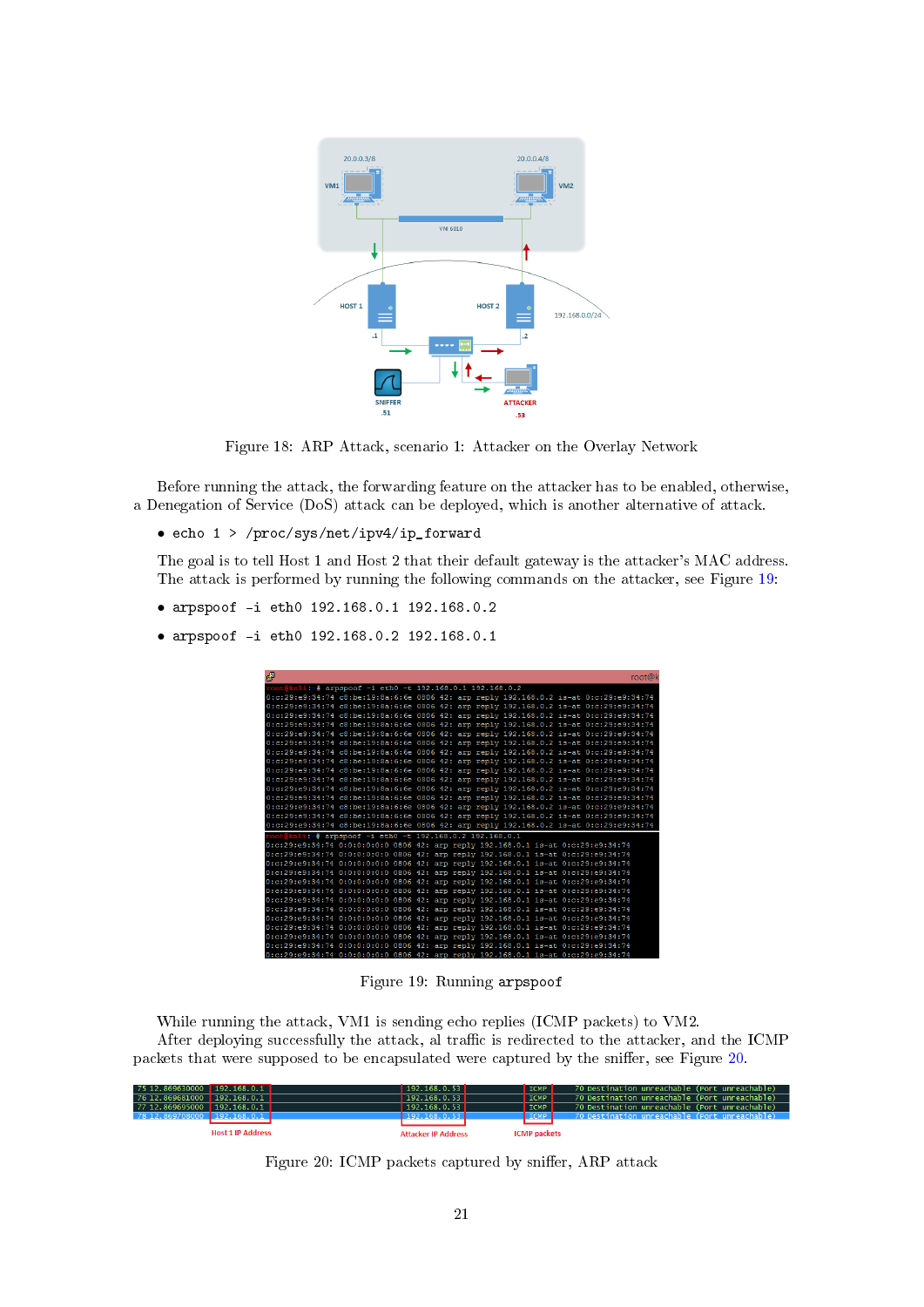Figure 18: ARP Attack, scenario 1: Attacker on the Overlay Network

Before running the attack, the forwarding feature on the attacker has to be enabled, otherwise, a Denegation of Service (DoS) attack can be deployed, which is another alternative of attack.

- `echo 1 > /proc/sys/net/ipv4/ip_forward`

The goal is to tell Host 1 and Host 2 that their default gateway is the attacker's MAC address. The attack is performed by running the following commands on the attacker, see Figure 19:

- `arpspoof -i eth0 192.168.0.1 192.168.0.2`
- `arpspoof -i eth0 192.168.0.2 192.168.0.1`

Figure 19: Running arpspoof

While running the attack, VM1 is sending echo replies (ICMP packets) to VM2.

After deploying successfully the attack, al traffic is redirected to the attacker, and the ICMP packets that were supposed to be encapsulated were captured by the sniffer, see Figure 20.

Figure 20: ICMP packets captured by sniffer, ARP attack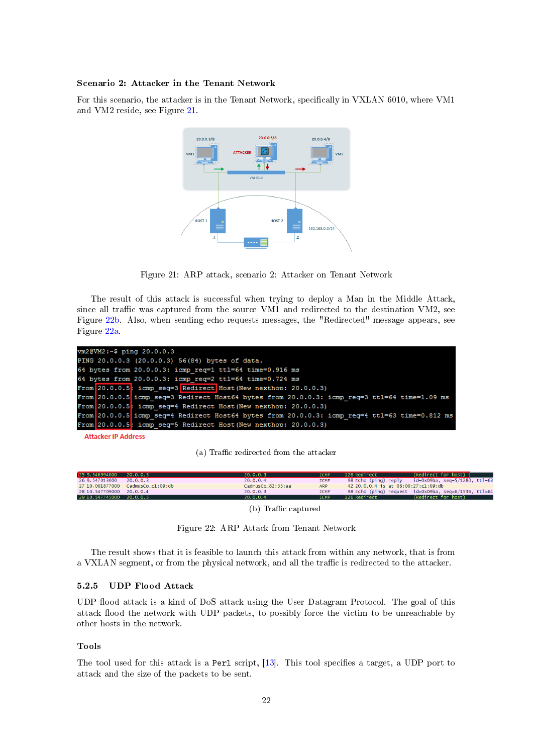**Scenario 2: Attacker in the Tenant Network**

For this scenario, the attacker is in the Tenant Network, specifically in VXLAN 6010, where VM1 and VM2 reside, see Figure 21.

Figure 21: ARP attack, scenario 2: Attacker on Tenant Network

The result of this attack is successful when trying to deploy a Man in the Middle Attack, since all traffic was captured from the source VM1 and redirected to the destination VM2, see Figure 22b. Also, when sending echo requests messages, the "Redirected" message appears, see Figure 22a.

```
vm2@VM2:~$ ping 20.0.0.3
PING 20.0.0.3 (20.0.0.3) 56(84) bytes of data.
64 bytes from 20.0.0.3: icmp_req=1 ttl=64 time=0.916 ms
64 bytes from 20.0.0.3: icmp_req=2 ttl=64 time=0.724 ms
From 20.0.0.5: icmp_seq=3 Redirect Host(New nexthop: 20.0.0.3)
From 20.0.0.5 icmp_seq=3 Redirect Host64 bytes from 20.0.0.3: icmp_req=3 ttl=64 time=1.09 ms
From 20.0.0.5: icmp_seq=4 Redirect Host(New nexthop: 20.0.0.3)
From 20.0.0.5 icmp_seq=4 Redirect Host64 bytes from 20.0.0.3: icmp_req=4 ttl=63 time=0.812 ms
From 20.0.0.5: icmp_seq=5 Redirect Host(New nexthop: 20.0.0.3)
```

Attacker IP Address

(a) Traffic redirected from the attacker

| No. | Time | Source | Destination | Protocol | Length | Info |
|---|---|---|---|---|---|---|
| 25 | 9.546994000 | 20.0.0.5 | 20.0.0.3 | ICMP | 126 | Redirect (Redirect for host) |
| 26 | 9.547013000 | 20.0.0.3 | 20.0.0.4 | ICMP | 98 | Echo (ping) reply id=0x09ba, seq=5/1280, ttl=63 |
| 27 | 10.001877000 | CadmusCo_c1:09:db | CadmusCo_82:35:ae | ARP | 42 | 20.0.0.4 is at 08:00:27:c1:09:db |
| 28 | 10.547709000 | 20.0.0.4 | 20.0.0.3 | ICMP | 98 | Echo (ping) request id=0x09ba, seq=6/1536, ttl=64 |
| 29 | 10.547745000 | 20.0.0.5 | 20.0.0.4 | ICMP | 126 | Redirect (Redirect for host) |

(b) Traffic captured

Figure 22: ARP Attack from Tenant Network

The result shows that it is feasible to launch this attack from within any network, that is from a VXLAN segment, or from the physical network, and all the traffic is redirected to the attacker.

### 5.2.5 UDP Flood Attack

UDP flood attack is a kind of DoS attack using the User Datagram Protocol. The goal of this attack flood the network with UDP packets, to possibly force the victim to be unreachable by other hosts in the network.

**Tools**

The tool used for this attack is a `Perl` script, [13]. This tool specifies a target, a UDP port to attack and the size of the packets to be sent.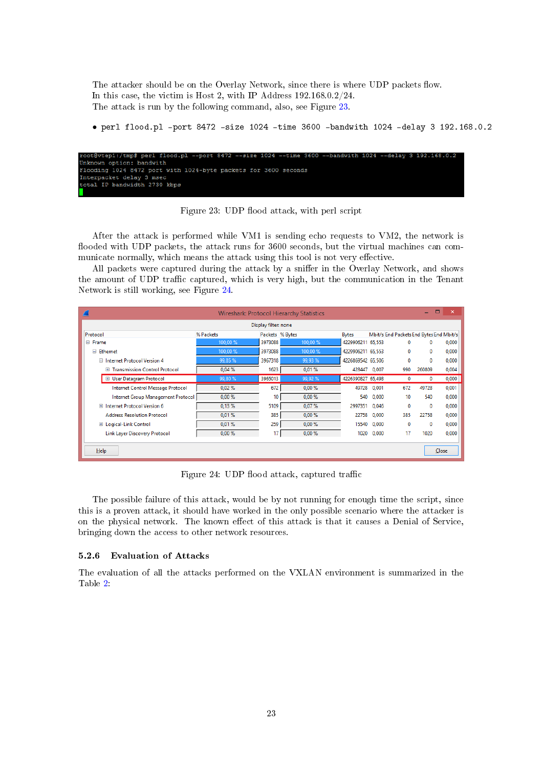The attacker should be on the Overlay Network, since there is where UDP packets flow.
In this case, the victim is Host 2, with IP Address 192.168.0.2/24.
The attack is run by the following command, also, see Figure 23.

- `perl flood.pl -port 8472 -size 1024 -time 3600 -bandwith 1024 -delay 3 192.168.0.2`

```
root@vtep1:/tmp# perl flood.pl --port 8472 --size 1024 --time 3600 --bandwith 1024 --delay 3 192.168.0.2
Unknown option: bandwith
Flooding 1024 8472 port with 1024-byte packets for 3600 seconds
Interpacket delay 3 msec
total IP bandwidth 2730 kbps
```

Figure 23: UDP flood attack, with perl script

After the attack is performed while VM1 is sending echo requests to VM2, the network is flooded with UDP packets, the attack runs for 3600 seconds, but the virtual machines can communicate normally, which means the attack using this tool is not very effective.
All packets were captured during the attack by a sniffer in the Overlay Network, and shows the amount of UDP traffic captured, which is very high, but the communication in the Tenant Network is still working, see Figure 24.

Wireshark: Protocol Hierarchy Statistics

Display filter: none

| Protocol | % Packets | Packets | % Bytes | Bytes | Mbit/s | End Packets | End Bytes | End Mbit/s |
|---|---|---|---|---|---|---|---|---|
| Frame | 100,00 % | 3973088 | 100,00 % | 4229906211 | 65,553 | 0 | 0 | 0,000 |
| Ethernet | 100,00 % | 3973088 | 100,00 % | 4229906211 | 65,553 | 0 | 0 | 0,000 |
| Internet Protocol Version 4 | 99,85 % | 3967318 | 99,93 % | 4226869542 | 65,506 | 0 | 0 | 0,000 |
| Transmission Control Protocol | 0,04 % | 1623 | 0,01 % | 428447 | 0,007 | 990 | 260809 | 0,004 |
| User Datagram Protocol | 99,80 % | 3965013 | 99,92 % | 4226390827 | 65,498 | 0 | 0 | 0,000 |
| Internet Control Message Protocol | 0,02 % | 672 | 0,00 % | 49728 | 0,001 | 672 | 49728 | 0,001 |
| Internet Group Management Protocol | 0,00 % | 10 | 0,00 % | 540 | 0,000 | 10 | 540 | 0,000 |
| Internet Protocol Version 6 | 0,13 % | 5109 | 0,07 % | 2997351 | 0,046 | 0 | 0 | 0,000 |
| Address Resolution Protocol | 0,01 % | 385 | 0,00 % | 22758 | 0,000 | 385 | 22758 | 0,000 |
| Logical-Link Control | 0,01 % | 259 | 0,00 % | 15540 | 0,000 | 0 | 0 | 0,000 |
| Link Layer Discovery Protocol | 0,00 % | 17 | 0,00 % | 1020 | 0,000 | 17 | 1020 | 0,000 |

Figure 24: UDP flood attack, captured traffic

The possible failure of this attack, would be by not running for enough time the script, since this is a proven attack, it should have worked in the only possible scenario where the attacker is on the physical network. The known effect of this attack is that it causes a Denial of Service, bringing down the access to other network resources.

### 5.2.6 Evaluation of Attacks

The evaluation of all the attacks performed on the VXLAN environment is summarized in the Table 2: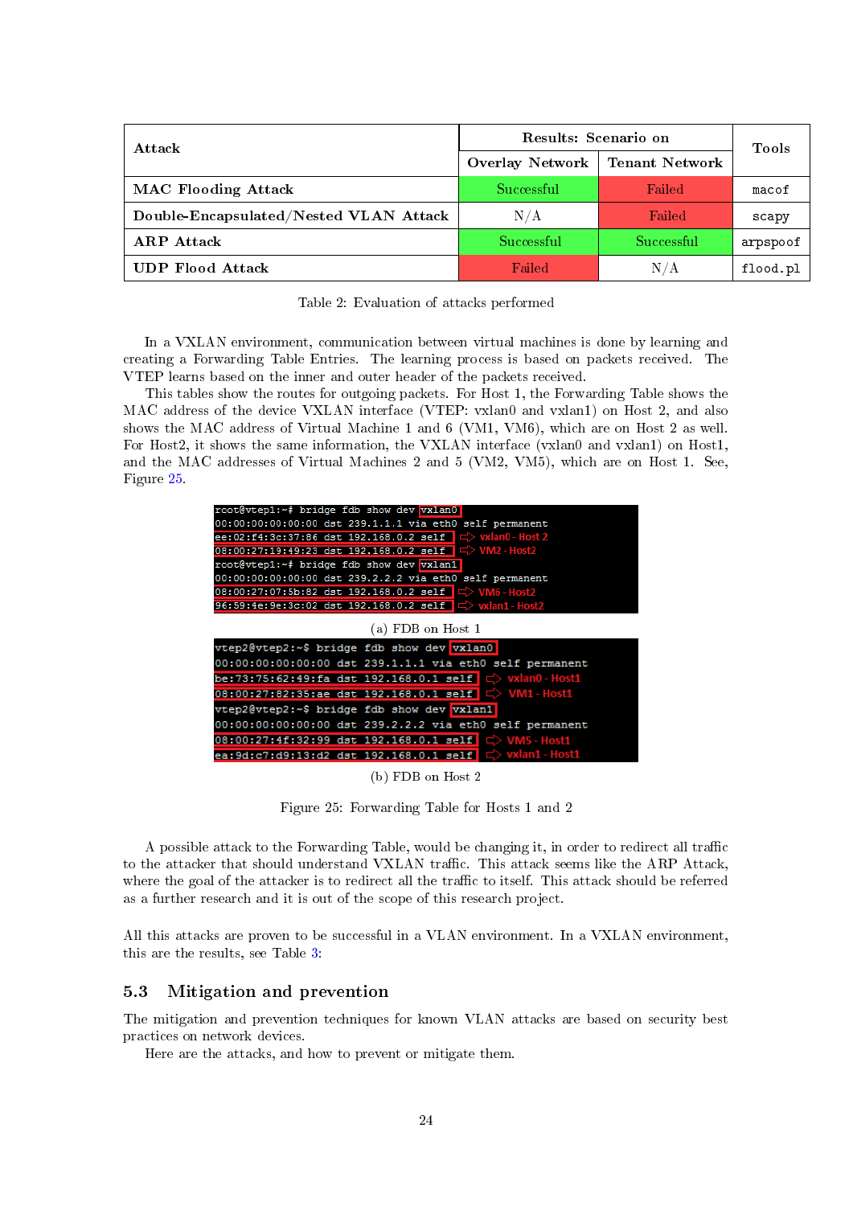| Attack | Results: Scenario on | | Tools |
|---|---|---|---|
| | Overlay Network | Tenant Network | |
| **MAC Flooding Attack** | Successful | Failed | macof |
| **Double-Encapsulated/Nested VLAN Attack** | N/A | Failed | scapy |
| **ARP Attack** | Successful | Successful | arpspoof |
| **UDP Flood Attack** | Failed | N/A | flood.pl |

Table 2: Evaluation of attacks performed

In a VXLAN environment, communication between virtual machines is done by learning and creating a Forwarding Table Entries. The learning process is based on packets received. The VTEP learns based on the inner and outer header of the packets received.

This tables show the routes for outgoing packets. For Host 1, the Forwarding Table shows the MAC address of the device VXLAN interface (VTEP: vxlan0 and vxlan1) on Host 2, and also shows the MAC address of Virtual Machine 1 and 6 (VM1, VM6), which are on Host 2 as well. For Host2, it shows the same information, the VXLAN interface (vxlan0 and vxlan1) on Host1, and the MAC addresses of Virtual Machines 2 and 5 (VM2, VM5), which are on Host 1. See, Figure 25.

```
root@vtep1:~# bridge fdb show dev vxlan0
00:00:00:00:00:00 dst 239.1.1.1 via eth0 self permanent
ee:02:f4:3c:37:86 dst 192.168.0.2 self      vxlan0 - Host 2
08:00:27:19:49:23 dst 192.168.0.2 self      VM2 - Host2
root@vtep1:~# bridge fdb show dev vxlan1
00:00:00:00:00:00 dst 239.2.2.2 via eth0 self permanent
08:00:27:07:5b:82 dst 192.168.0.2 self      VM6 - Host2
96:59:4e:9e:3c:02 dst 192.168.0.2 self      vxlan1 - Host2
```

(a) FDB on Host 1

```
vtep2@vtep2:~$ bridge fdb show dev vxlan0
00:00:00:00:00:00 dst 239.1.1.1 via eth0 self permanent
be:73:75:62:49:fa dst 192.168.0.1 self      vxlan0 - Host1
08:00:27:82:35:ae dst 192.168.0.1 self      VM1 - Host1
vtep2@vtep2:~$ bridge fdb show dev vxlan1
00:00:00:00:00:00 dst 239.2.2.2 via eth0 self permanent
08:00:27:4f:32:99 dst 192.168.0.1 self      VM5 - Host1
ea:9d:c7:d9:13:d2 dst 192.168.0.1 self      vxlan1 - Host1
```

(b) FDB on Host 2

Figure 25: Forwarding Table for Hosts 1 and 2

A possible attack to the Forwarding Table, would be changing it, in order to redirect all traffic to the attacker that should understand VXLAN traffic. This attack seems like the ARP Attack, where the goal of the attacker is to redirect all the traffic to itself. This attack should be referred as a further research and it is out of the scope of this research project.

All this attacks are proven to be successful in a VLAN environment. In a VXLAN environment, this are the results, see Table 3:

## 5.3 Mitigation and prevention

The mitigation and prevention techniques for known VLAN attacks are based on security best practices on network devices.

Here are the attacks, and how to prevent or mitigate them.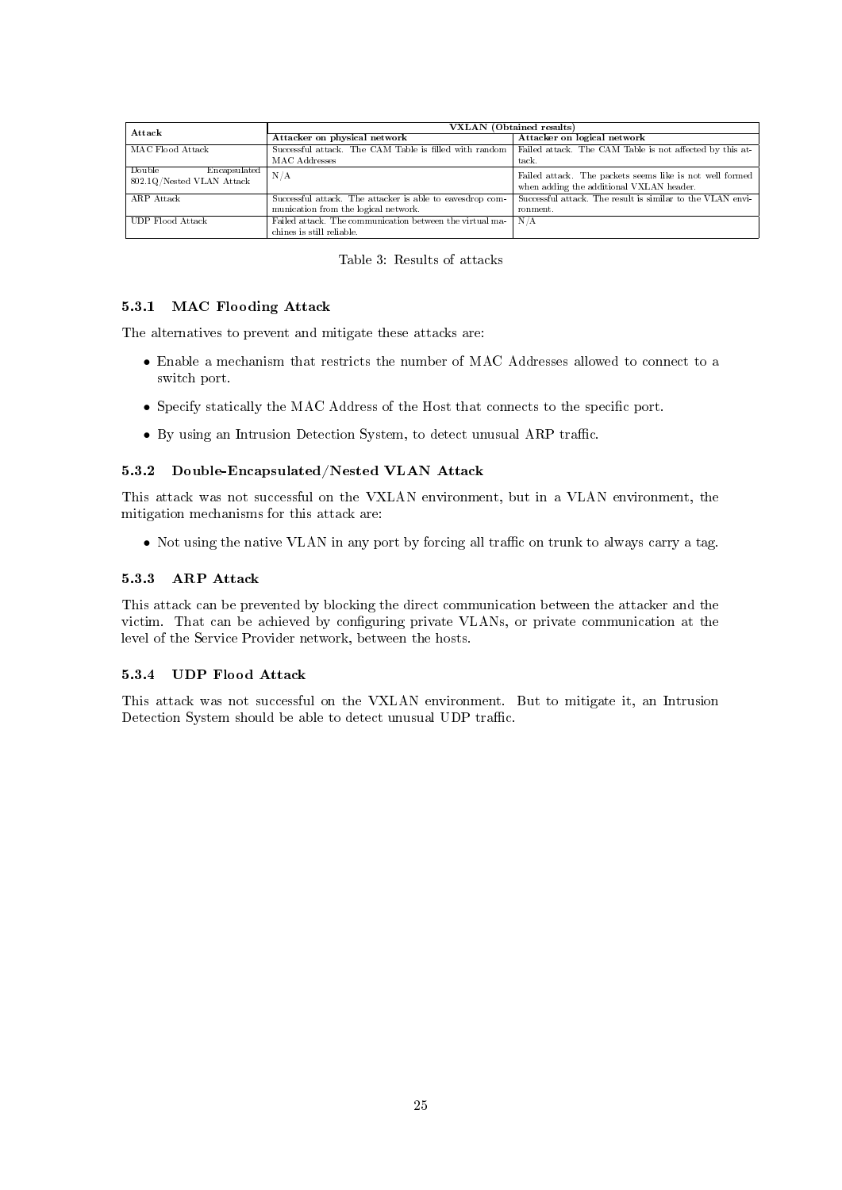| Attack | VXLAN (Obtained results) | |
|---|---|---|
| | Attacker on physical network | Attacker on logical network |
| MAC Flood Attack | Successful attack. The CAM Table is filled with random MAC Addresses | Failed attack. The CAM Table is not affected by this attack. |
| Double Encapsulated 802.1Q/Nested VLAN Attack | N/A | Failed attack. The packets seems like is not well formed when adding the additional VXLAN header. |
| ARP Attack | Successful attack. The attacker is able to eavesdrop communication from the logical network. | Successful attack. The result is similar to the VLAN environment. |
| UDP Flood Attack | Failed attack. The communication between the virtual machines is still reliable. | N/A |

Table 3: Results of attacks

### 5.3.1 MAC Flooding Attack

The alternatives to prevent and mitigate these attacks are:

- Enable a mechanism that restricts the number of MAC Addresses allowed to connect to a switch port.
- Specify statically the MAC Address of the Host that connects to the specific port.
- By using an Intrusion Detection System, to detect unusual ARP traffic.

### 5.3.2 Double-Encapsulated/Nested VLAN Attack

This attack was not successful on the VXLAN environment, but in a VLAN environment, the mitigation mechanisms for this attack are:

- Not using the native VLAN in any port by forcing all traffic on trunk to always carry a tag.

### 5.3.3 ARP Attack

This attack can be prevented by blocking the direct communication between the attacker and the victim. That can be achieved by configuring private VLANs, or private communication at the level of the Service Provider network, between the hosts.

### 5.3.4 UDP Flood Attack

This attack was not successful on the VXLAN environment. But to mitigate it, an Intrusion Detection System should be able to detect unusual UDP traffic.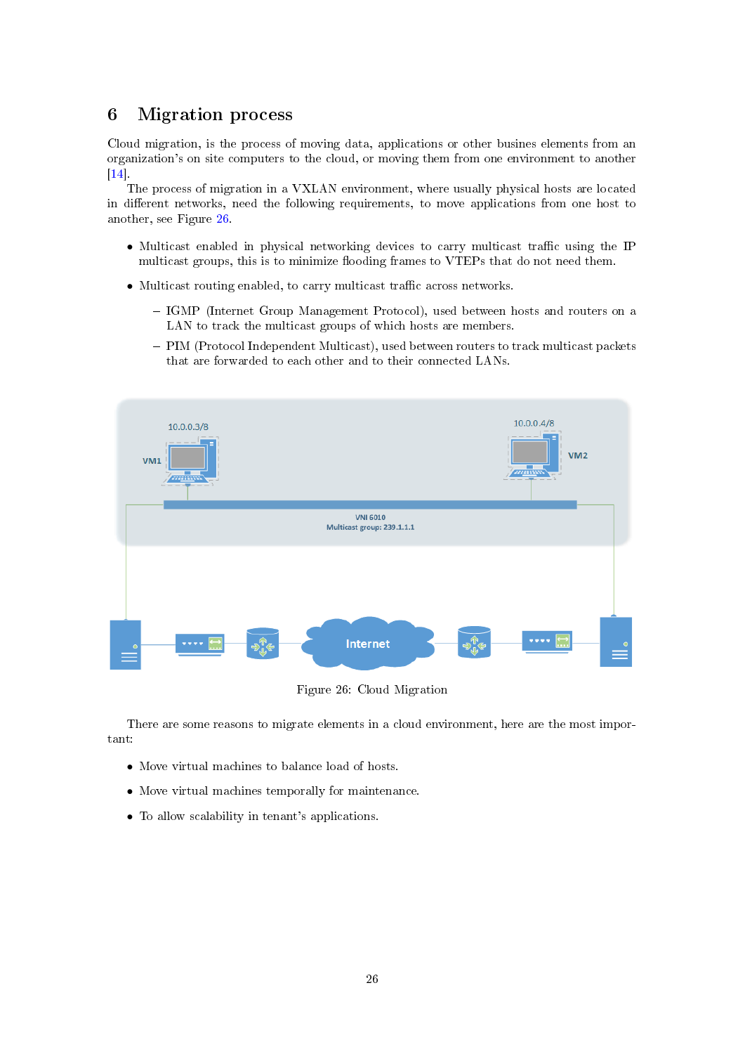# 6 Migration process

Cloud migration, is the process of moving data, applications or other busines elements from an organization's on site computers to the cloud, or moving them from one environment to another [14].

The process of migration in a VXLAN environment, where usually physical hosts are located in different networks, need the following requirements, to move applications from one host to another, see Figure 26.

- Multicast enabled in physical networking devices to carry multicast traffic using the IP multicast groups, this is to minimize flooding frames to VTEPs that do not need them.
- Multicast routing enabled, to carry multicast traffic across networks.
  - IGMP (Internet Group Management Protocol), used between hosts and routers on a LAN to track the multicast groups of which hosts are members.
  - PIM (Protocol Independent Multicast), used between routers to track multicast packets that are forwarded to each other and to their connected LANs.

Figure 26: Cloud Migration

There are some reasons to migrate elements in a cloud environment, here are the most important:

- Move virtual machines to balance load of hosts.
- Move virtual machines temporally for maintenance.
- To allow scalability in tenant's applications.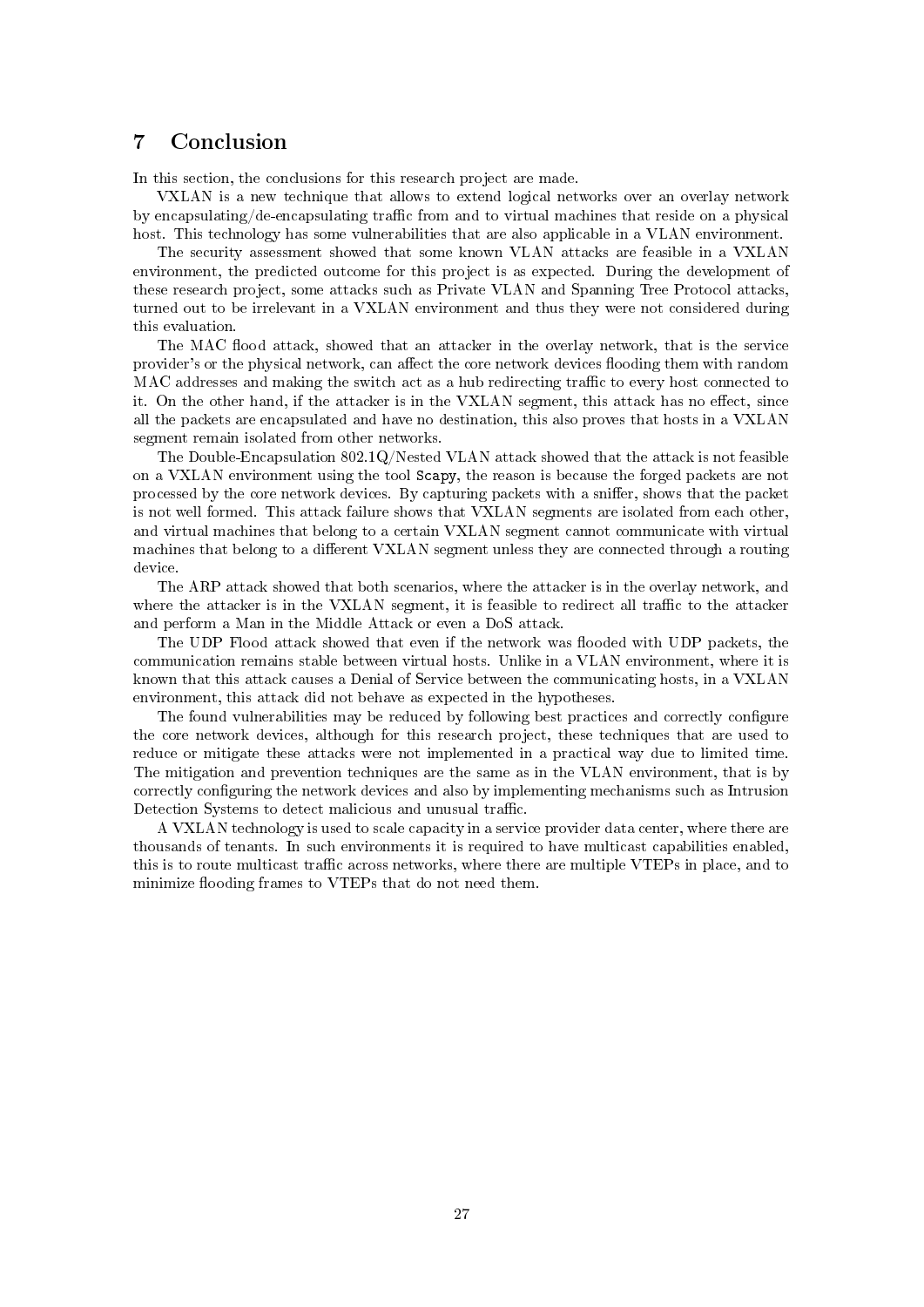# 7 Conclusion

In this section, the conclusions for this research project are made.

VXLAN is a new technique that allows to extend logical networks over an overlay network by encapsulating/de-encapsulating traffic from and to virtual machines that reside on a physical host. This technology has some vulnerabilities that are also applicable in a VLAN environment.

The security assessment showed that some known VLAN attacks are feasible in a VXLAN environment, the predicted outcome for this project is as expected. During the development of these research project, some attacks such as Private VLAN and Spanning Tree Protocol attacks, turned out to be irrelevant in a VXLAN environment and thus they were not considered during this evaluation.

The MAC flood attack, showed that an attacker in the overlay network, that is the service provider's or the physical network, can affect the core network devices flooding them with random MAC addresses and making the switch act as a hub redirecting traffic to every host connected to it. On the other hand, if the attacker is in the VXLAN segment, this attack has no effect, since all the packets are encapsulated and have no destination, this also proves that hosts in a VXLAN segment remain isolated from other networks.

The Double-Encapsulation 802.1Q/Nested VLAN attack showed that the attack is not feasible on a VXLAN environment using the tool `Scapy`, the reason is because the forged packets are not processed by the core network devices. By capturing packets with a sniffer, shows that the packet is not well formed. This attack failure shows that VXLAN segments are isolated from each other, and virtual machines that belong to a certain VXLAN segment cannot communicate with virtual machines that belong to a different VXLAN segment unless they are connected through a routing device.

The ARP attack showed that both scenarios, where the attacker is in the overlay network, and where the attacker is in the VXLAN segment, it is feasible to redirect all traffic to the attacker and perform a Man in the Middle Attack or even a DoS attack.

The UDP Flood attack showed that even if the network was flooded with UDP packets, the communication remains stable between virtual hosts. Unlike in a VLAN environment, where it is known that this attack causes a Denial of Service between the communicating hosts, in a VXLAN environment, this attack did not behave as expected in the hypotheses.

The found vulnerabilities may be reduced by following best practices and correctly configure the core network devices, although for this research project, these techniques that are used to reduce or mitigate these attacks were not implemented in a practical way due to limited time. The mitigation and prevention techniques are the same as in the VLAN environment, that is by correctly configuring the network devices and also by implementing mechanisms such as Intrusion Detection Systems to detect malicious and unusual traffic.

A VXLAN technology is used to scale capacity in a service provider data center, where there are thousands of tenants. In such environments it is required to have multicast capabilities enabled, this is to route multicast traffic across networks, where there are multiple VTEPs in place, and to minimize flooding frames to VTEPs that do not need them.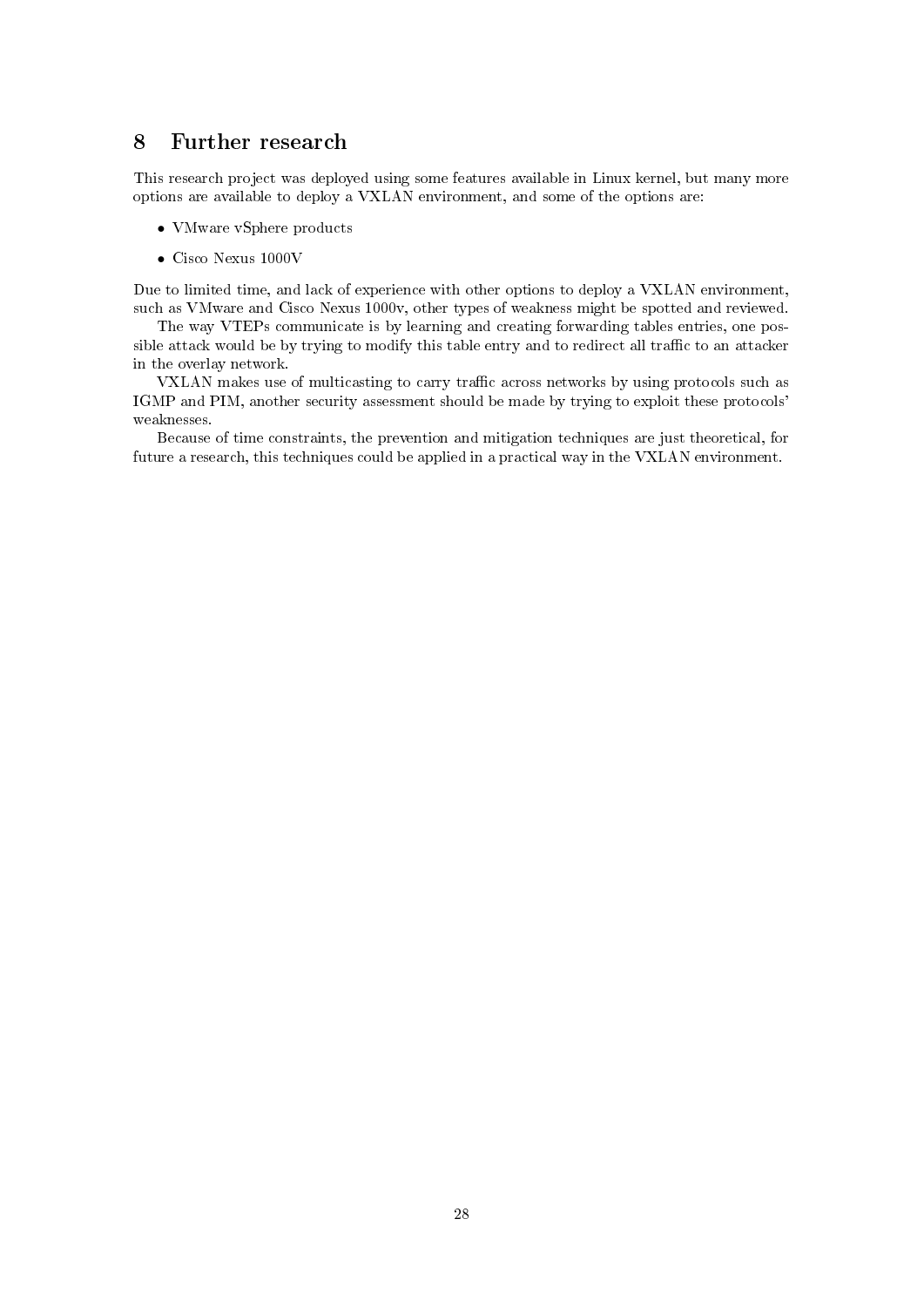# 8 Further research

This research project was deployed using some features available in Linux kernel, but many more options are available to deploy a VXLAN environment, and some of the options are:

- VMware vSphere products
- Cisco Nexus 1000V

Due to limited time, and lack of experience with other options to deploy a VXLAN environment, such as VMware and Cisco Nexus 1000v, other types of weakness might be spotted and reviewed.

The way VTEPs communicate is by learning and creating forwarding tables entries, one possible attack would be by trying to modify this table entry and to redirect all traffic to an attacker in the overlay network.

VXLAN makes use of multicasting to carry traffic across networks by using protocols such as IGMP and PIM, another security assessment should be made by trying to exploit these protocols' weaknesses.

Because of time constraints, the prevention and mitigation techniques are just theoretical, for future a research, this techniques could be applied in a practical way in the VXLAN environment.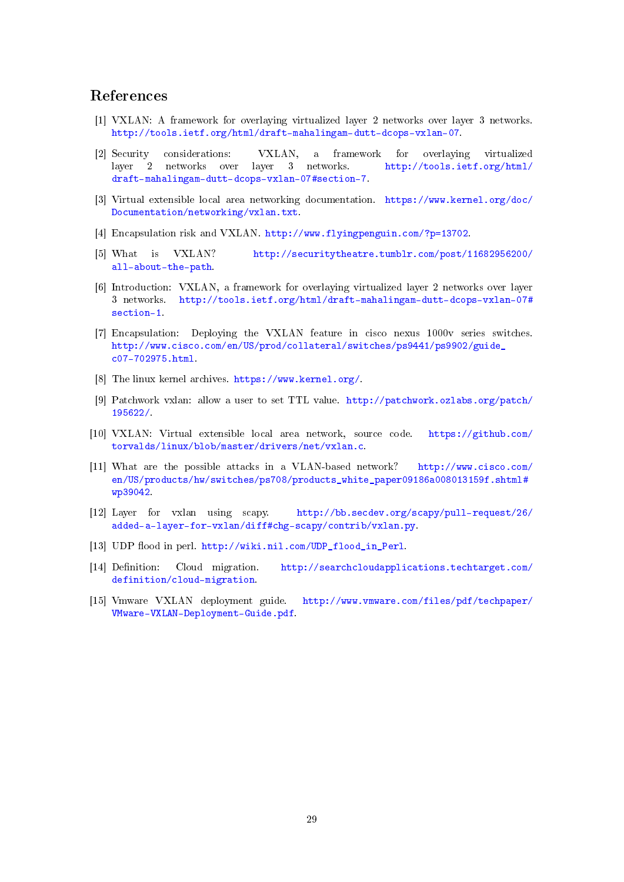## References

[1] VXLAN: A framework for overlaying virtualized layer 2 networks over layer 3 networks. http://tools.ietf.org/html/draft-mahalingam-dutt-dcops-vxlan-07.

[2] Security considerations: VXLAN, a framework for overlaying virtualized layer 2 networks over layer 3 networks. http://tools.ietf.org/html/draft-mahalingam-dutt-dcops-vxlan-07#section-7.

[3] Virtual extensible local area networking documentation. https://www.kernel.org/doc/Documentation/networking/vxlan.txt.

[4] Encapsulation risk and VXLAN. http://www.flyingpenguin.com/?p=13702.

[5] What is VXLAN? http://securitytheatre.tumblr.com/post/11682956200/all-about-the-path.

[6] Introduction: VXLAN, a framework for overlaying virtualized layer 2 networks over layer 3 networks. http://tools.ietf.org/html/draft-mahalingam-dutt-dcops-vxlan-07#section-1.

[7] Encapsulation: Deploying the VXLAN feature in cisco nexus 1000v series switches. http://www.cisco.com/en/US/prod/collateral/switches/ps9441/ps9902/guide_c07-702975.html.

[8] The linux kernel archives. https://www.kernel.org/.

[9] Patchwork vxlan: allow a user to set TTL value. http://patchwork.ozlabs.org/patch/195622/.

[10] VXLAN: Virtual extensible local area network, source code. https://github.com/torvalds/linux/blob/master/drivers/net/vxlan.c.

[11] What are the possible attacks in a VLAN-based network? http://www.cisco.com/en/US/products/hw/switches/ps708/products_white_paper09186a008013159f.shtml#wp39042.

[12] Layer for vxlan using scapy. http://bb.secdev.org/scapy/pull-request/26/added-a-layer-for-vxlan/diff#chg-scapy/contrib/vxlan.py.

[13] UDP flood in perl. http://wiki.nil.com/UDP_flood_in_Perl.

[14] Definition: Cloud migration. http://searchcloudapplications.techtarget.com/definition/cloud-migration.

[15] Vmware VXLAN deployment guide. http://www.vmware.com/files/pdf/techpaper/VMware-VXLAN-Deployment-Guide.pdf.